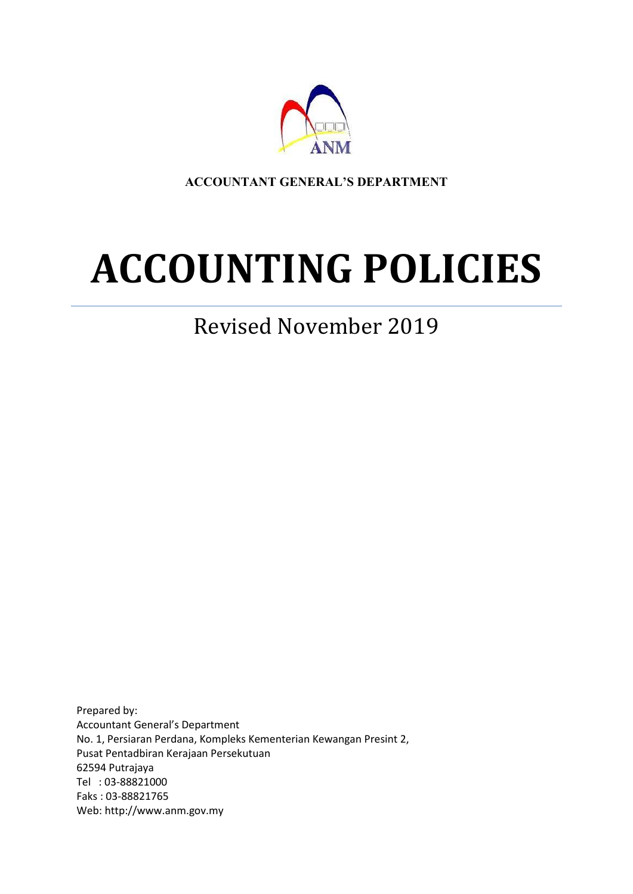**ACCOUNTANT GENERAL'S DEPARTMENT**

# ACCOUNTING POLICIES

---

Revised November 2019

Prepared by:
Accountant General's Department
No. 1, Persiaran Perdana, Kompleks Kementerian Kewangan Presint 2,
Pusat Pentadbiran Kerajaan Persekutuan
62594 Putrajaya
Tel : 03-88821000
Faks : 03-88821765
Web: http://www.anm.gov.my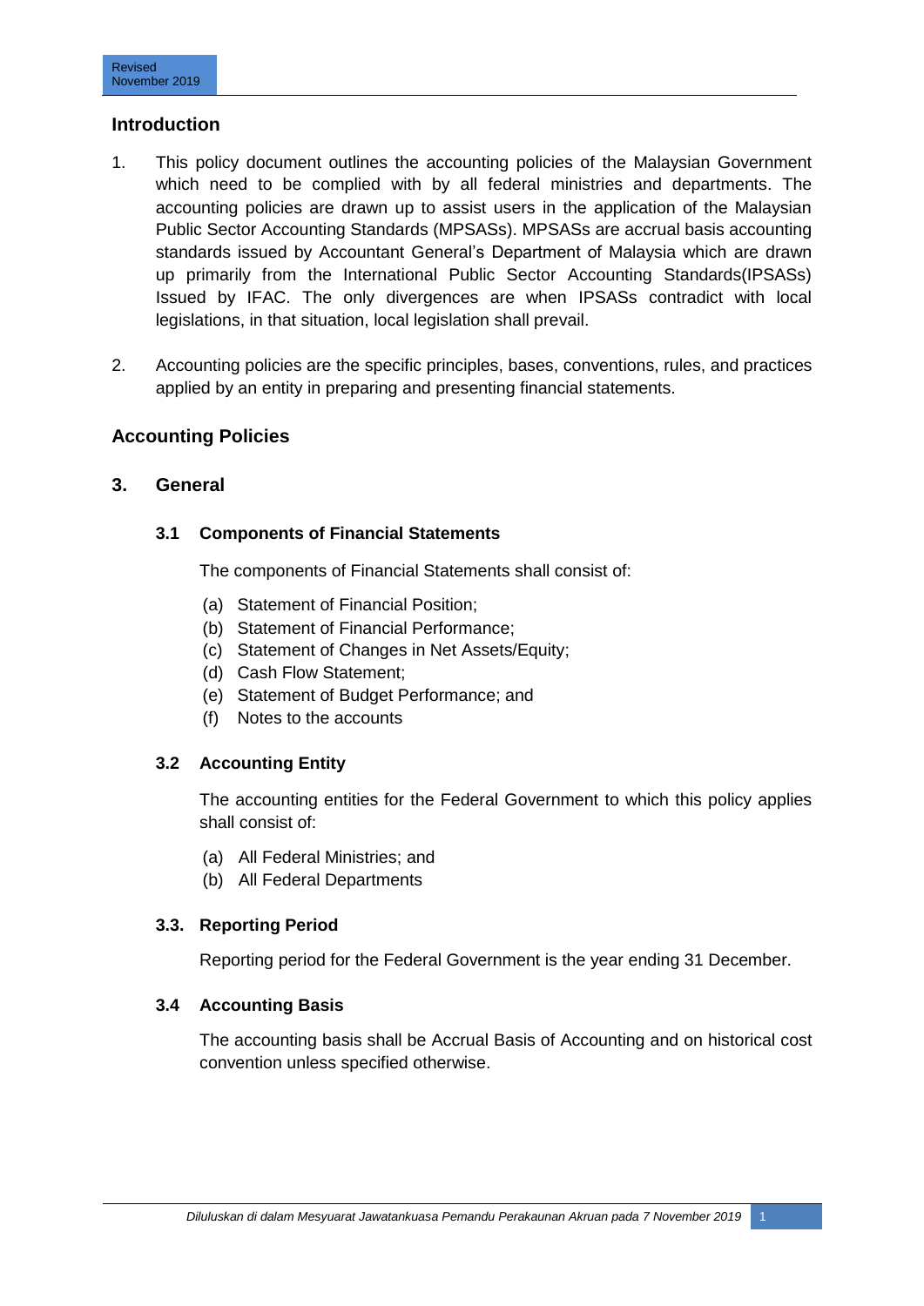## Introduction

1. This policy document outlines the accounting policies of the Malaysian Government which need to be complied with by all federal ministries and departments. The accounting policies are drawn up to assist users in the application of the Malaysian Public Sector Accounting Standards (MPSASs). MPSASs are accrual basis accounting standards issued by Accountant General's Department of Malaysia which are drawn up primarily from the International Public Sector Accounting Standards(IPSASs) Issued by IFAC. The only divergences are when IPSASs contradict with local legislations, in that situation, local legislation shall prevail.

2. Accounting policies are the specific principles, bases, conventions, rules, and practices applied by an entity in preparing and presenting financial statements.

## Accounting Policies

### 3. General

#### 3.1 Components of Financial Statements

The components of Financial Statements shall consist of:

(a) Statement of Financial Position;
(b) Statement of Financial Performance;
(c) Statement of Changes in Net Assets/Equity;
(d) Cash Flow Statement;
(e) Statement of Budget Performance; and
(f) Notes to the accounts

#### 3.2 Accounting Entity

The accounting entities for the Federal Government to which this policy applies shall consist of:

(a) All Federal Ministries; and
(b) All Federal Departments

#### 3.3. Reporting Period

Reporting period for the Federal Government is the year ending 31 December.

#### 3.4 Accounting Basis

The accounting basis shall be Accrual Basis of Accounting and on historical cost convention unless specified otherwise.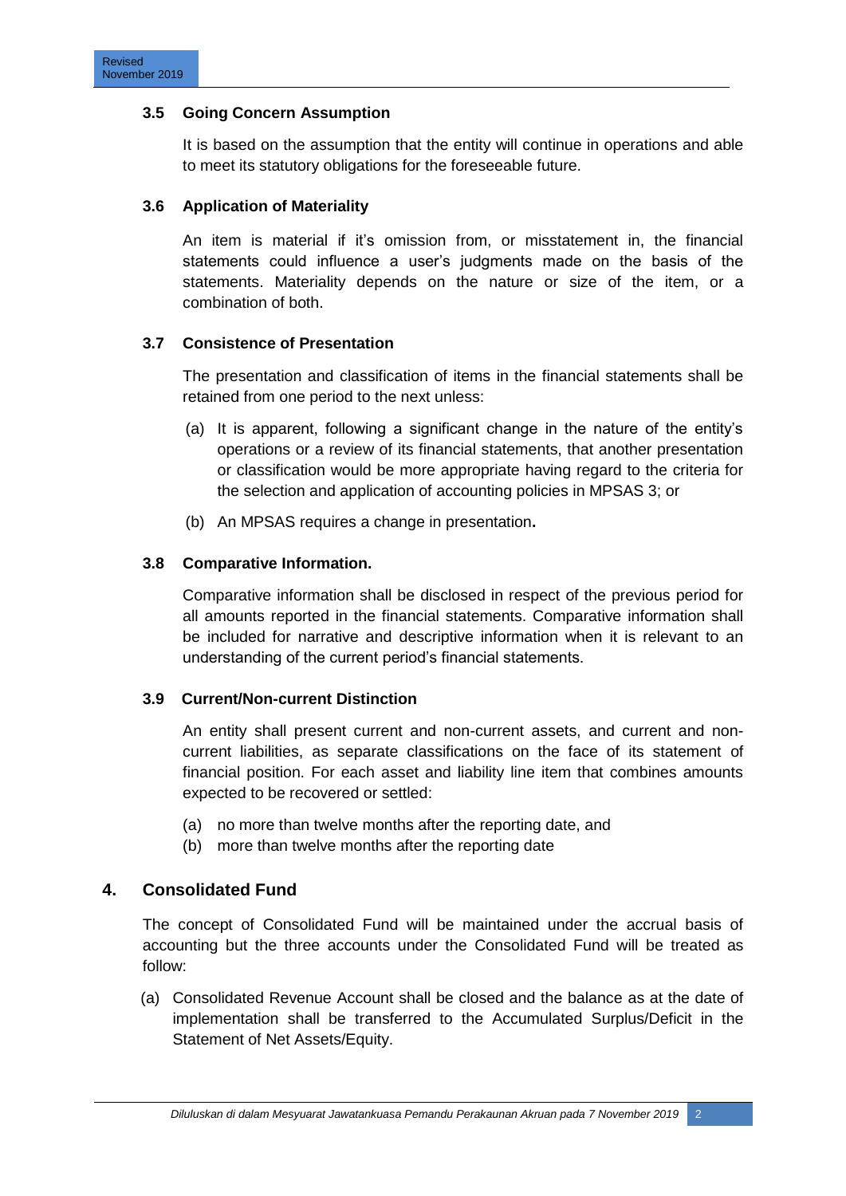### 3.5 Going Concern Assumption

It is based on the assumption that the entity will continue in operations and able to meet its statutory obligations for the foreseeable future.

### 3.6 Application of Materiality

An item is material if it's omission from, or misstatement in, the financial statements could influence a user's judgments made on the basis of the statements. Materiality depends on the nature or size of the item, or a combination of both.

### 3.7 Consistence of Presentation

The presentation and classification of items in the financial statements shall be retained from one period to the next unless:

(a) It is apparent, following a significant change in the nature of the entity's operations or a review of its financial statements, that another presentation or classification would be more appropriate having regard to the criteria for the selection and application of accounting policies in MPSAS 3; or

(b) An MPSAS requires a change in presentation**.**

### 3.8 Comparative Information.

Comparative information shall be disclosed in respect of the previous period for all amounts reported in the financial statements. Comparative information shall be included for narrative and descriptive information when it is relevant to an understanding of the current period's financial statements.

### 3.9 Current/Non-current Distinction

An entity shall present current and non-current assets, and current and non-current liabilities, as separate classifications on the face of its statement of financial position. For each asset and liability line item that combines amounts expected to be recovered or settled:

(a) no more than twelve months after the reporting date, and
(b) more than twelve months after the reporting date

## 4. Consolidated Fund

The concept of Consolidated Fund will be maintained under the accrual basis of accounting but the three accounts under the Consolidated Fund will be treated as follow:

(a) Consolidated Revenue Account shall be closed and the balance as at the date of implementation shall be transferred to the Accumulated Surplus/Deficit in the Statement of Net Assets/Equity.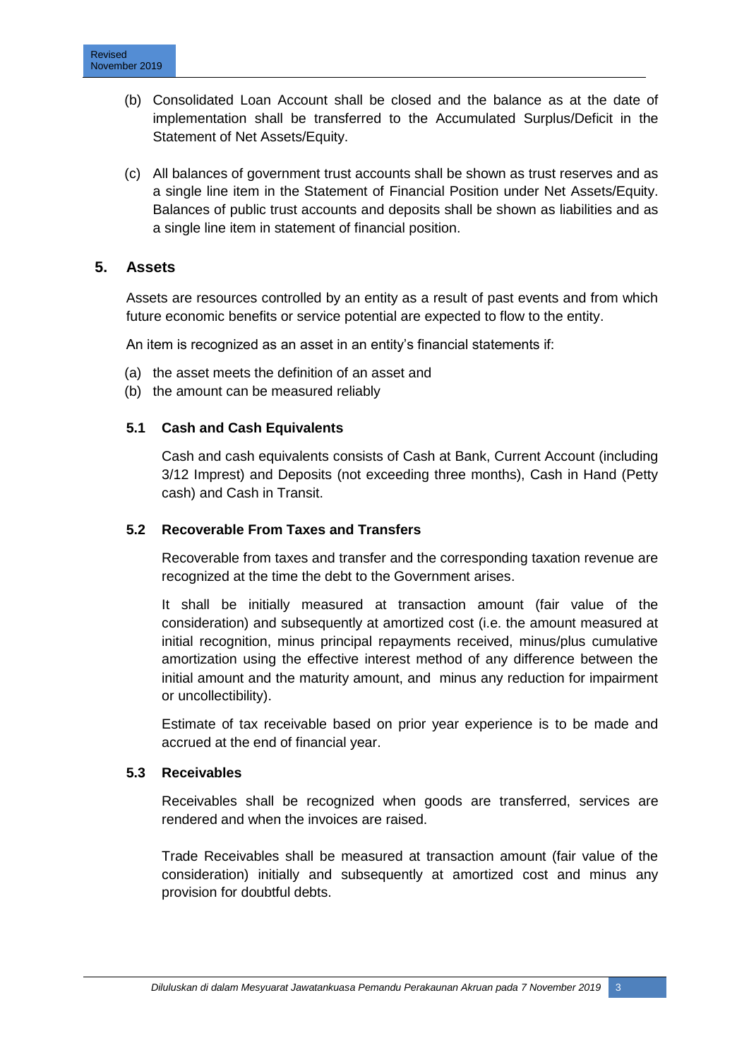(b) Consolidated Loan Account shall be closed and the balance as at the date of implementation shall be transferred to the Accumulated Surplus/Deficit in the Statement of Net Assets/Equity.

(c) All balances of government trust accounts shall be shown as trust reserves and as a single line item in the Statement of Financial Position under Net Assets/Equity. Balances of public trust accounts and deposits shall be shown as liabilities and as a single line item in statement of financial position.

## 5. Assets

Assets are resources controlled by an entity as a result of past events and from which future economic benefits or service potential are expected to flow to the entity.

An item is recognized as an asset in an entity's financial statements if:

(a) the asset meets the definition of an asset and
(b) the amount can be measured reliably

### 5.1 Cash and Cash Equivalents

Cash and cash equivalents consists of Cash at Bank, Current Account (including 3/12 Imprest) and Deposits (not exceeding three months), Cash in Hand (Petty cash) and Cash in Transit.

### 5.2 Recoverable From Taxes and Transfers

Recoverable from taxes and transfer and the corresponding taxation revenue are recognized at the time the debt to the Government arises.

It shall be initially measured at transaction amount (fair value of the consideration) and subsequently at amortized cost (i.e. the amount measured at initial recognition, minus principal repayments received, minus/plus cumulative amortization using the effective interest method of any difference between the initial amount and the maturity amount, and minus any reduction for impairment or uncollectibility).

Estimate of tax receivable based on prior year experience is to be made and accrued at the end of financial year.

### 5.3 Receivables

Receivables shall be recognized when goods are transferred, services are rendered and when the invoices are raised.

Trade Receivables shall be measured at transaction amount (fair value of the consideration) initially and subsequently at amortized cost and minus any provision for doubtful debts.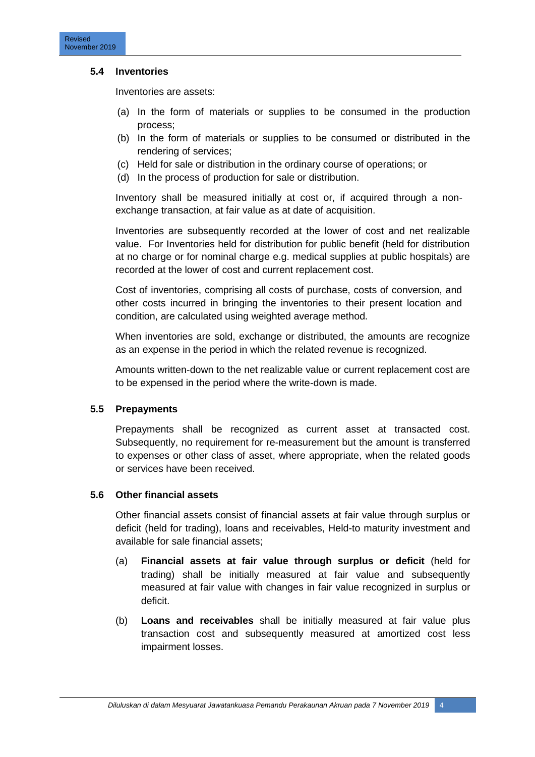### 5.4 Inventories

Inventories are assets:

(a) In the form of materials or supplies to be consumed in the production process;
(b) In the form of materials or supplies to be consumed or distributed in the rendering of services;
(c) Held for sale or distribution in the ordinary course of operations; or
(d) In the process of production for sale or distribution.

Inventory shall be measured initially at cost or, if acquired through a non-exchange transaction, at fair value as at date of acquisition.

Inventories are subsequently recorded at the lower of cost and net realizable value. For Inventories held for distribution for public benefit (held for distribution at no charge or for nominal charge e.g. medical supplies at public hospitals) are recorded at the lower of cost and current replacement cost.

Cost of inventories, comprising all costs of purchase, costs of conversion, and other costs incurred in bringing the inventories to their present location and condition, are calculated using weighted average method.

When inventories are sold, exchange or distributed, the amounts are recognize as an expense in the period in which the related revenue is recognized.

Amounts written-down to the net realizable value or current replacement cost are to be expensed in the period where the write-down is made.

### 5.5 Prepayments

Prepayments shall be recognized as current asset at transacted cost. Subsequently, no requirement for re-measurement but the amount is transferred to expenses or other class of asset, where appropriate, when the related goods or services have been received.

### 5.6 Other financial assets

Other financial assets consist of financial assets at fair value through surplus or deficit (held for trading), loans and receivables, Held-to maturity investment and available for sale financial assets;

(a) **Financial assets at fair value through surplus or deficit** (held for trading) shall be initially measured at fair value and subsequently measured at fair value with changes in fair value recognized in surplus or deficit.

(b) **Loans and receivables** shall be initially measured at fair value plus transaction cost and subsequently measured at amortized cost less impairment losses.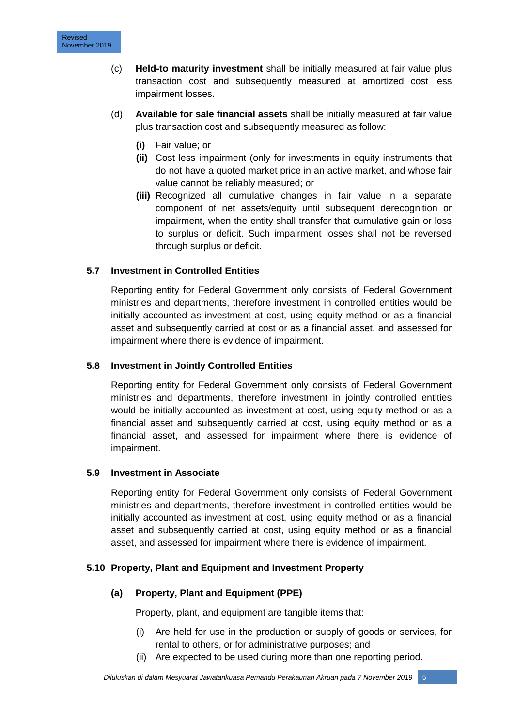(c) **Held-to maturity investment** shall be initially measured at fair value plus transaction cost and subsequently measured at amortized cost less impairment losses.

(d) **Available for sale financial assets** shall be initially measured at fair value plus transaction cost and subsequently measured as follow:

- **(i)** Fair value; or
- **(ii)** Cost less impairment (only for investments in equity instruments that do not have a quoted market price in an active market, and whose fair value cannot be reliably measured; or
- **(iii)** Recognized all cumulative changes in fair value in a separate component of net assets/equity until subsequent derecognition or impairment, when the entity shall transfer that cumulative gain or loss to surplus or deficit. Such impairment losses shall not be reversed through surplus or deficit.

### 5.7 Investment in Controlled Entities

Reporting entity for Federal Government only consists of Federal Government ministries and departments, therefore investment in controlled entities would be initially accounted as investment at cost, using equity method or as a financial asset and subsequently carried at cost or as a financial asset, and assessed for impairment where there is evidence of impairment.

### 5.8 Investment in Jointly Controlled Entities

Reporting entity for Federal Government only consists of Federal Government ministries and departments, therefore investment in jointly controlled entities would be initially accounted as investment at cost, using equity method or as a financial asset and subsequently carried at cost, using equity method or as a financial asset, and assessed for impairment where there is evidence of impairment.

### 5.9 Investment in Associate

Reporting entity for Federal Government only consists of Federal Government ministries and departments, therefore investment in controlled entities would be initially accounted as investment at cost, using equity method or as a financial asset and subsequently carried at cost, using equity method or as a financial asset, and assessed for impairment where there is evidence of impairment.

### 5.10 Property, Plant and Equipment and Investment Property

#### (a) Property, Plant and Equipment (PPE)

Property, plant, and equipment are tangible items that:

- (i) Are held for use in the production or supply of goods or services, for rental to others, or for administrative purposes; and
- (ii) Are expected to be used during more than one reporting period.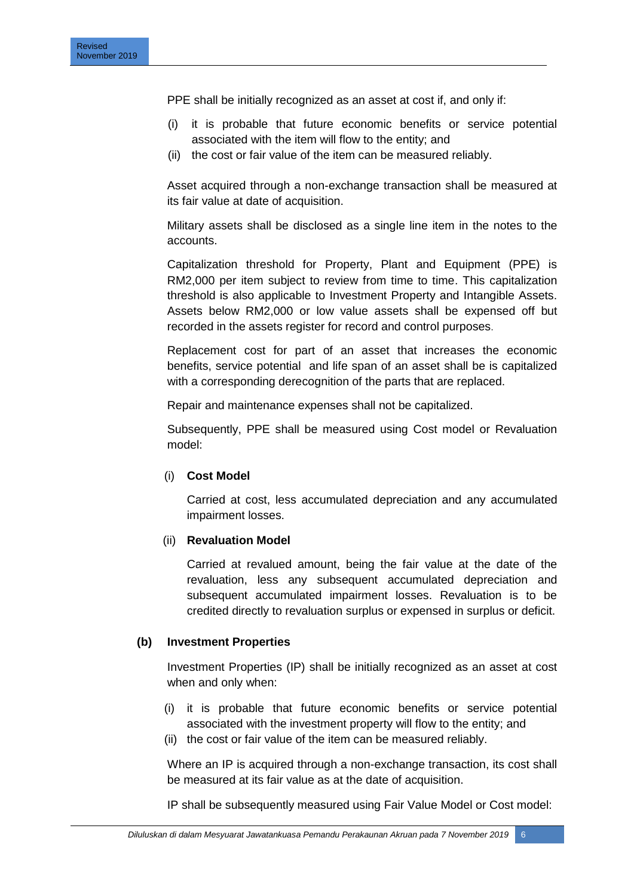PPE shall be initially recognized as an asset at cost if, and only if:

(i) it is probable that future economic benefits or service potential associated with the item will flow to the entity; and
(ii) the cost or fair value of the item can be measured reliably.

Asset acquired through a non-exchange transaction shall be measured at its fair value at date of acquisition.

Military assets shall be disclosed as a single line item in the notes to the accounts.

Capitalization threshold for Property, Plant and Equipment (PPE) is RM2,000 per item subject to review from time to time. This capitalization threshold is also applicable to Investment Property and Intangible Assets. Assets below RM2,000 or low value assets shall be expensed off but recorded in the assets register for record and control purposes.

Replacement cost for part of an asset that increases the economic benefits, service potential and life span of an asset shall be is capitalized with a corresponding derecognition of the parts that are replaced.

Repair and maintenance expenses shall not be capitalized.

Subsequently, PPE shall be measured using Cost model or Revaluation model:

(i) **Cost Model**

Carried at cost, less accumulated depreciation and any accumulated impairment losses.

(ii) **Revaluation Model**

Carried at revalued amount, being the fair value at the date of the revaluation, less any subsequent accumulated depreciation and subsequent accumulated impairment losses. Revaluation is to be credited directly to revaluation surplus or expensed in surplus or deficit.

**(b) Investment Properties**

Investment Properties (IP) shall be initially recognized as an asset at cost when and only when:

(i) it is probable that future economic benefits or service potential associated with the investment property will flow to the entity; and
(ii) the cost or fair value of the item can be measured reliably.

Where an IP is acquired through a non-exchange transaction, its cost shall be measured at its fair value as at the date of acquisition.

IP shall be subsequently measured using Fair Value Model or Cost model: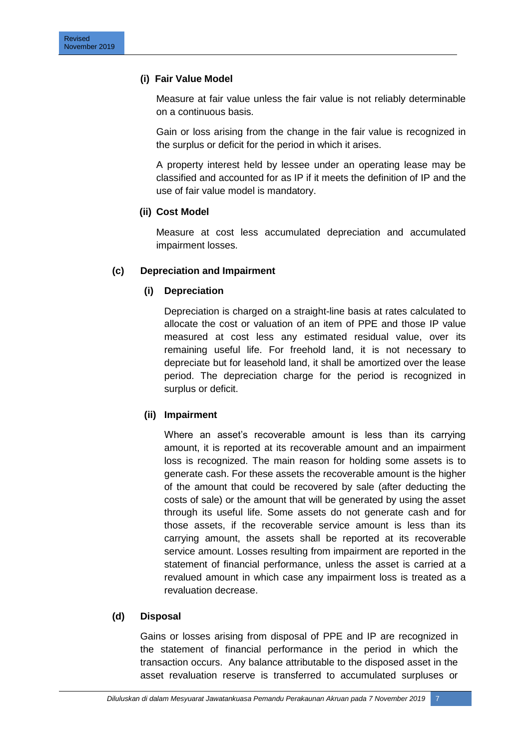**(i) Fair Value Model**

Measure at fair value unless the fair value is not reliably determinable on a continuous basis.

Gain or loss arising from the change in the fair value is recognized in the surplus or deficit for the period in which it arises.

A property interest held by lessee under an operating lease may be classified and accounted for as IP if it meets the definition of IP and the use of fair value model is mandatory.

**(ii) Cost Model**

Measure at cost less accumulated depreciation and accumulated impairment losses.

**(c) Depreciation and Impairment**

**(i) Depreciation**

Depreciation is charged on a straight-line basis at rates calculated to allocate the cost or valuation of an item of PPE and those IP value measured at cost less any estimated residual value, over its remaining useful life. For freehold land, it is not necessary to depreciate but for leasehold land, it shall be amortized over the lease period. The depreciation charge for the period is recognized in surplus or deficit.

**(ii) Impairment**

Where an asset's recoverable amount is less than its carrying amount, it is reported at its recoverable amount and an impairment loss is recognized. The main reason for holding some assets is to generate cash. For these assets the recoverable amount is the higher of the amount that could be recovered by sale (after deducting the costs of sale) or the amount that will be generated by using the asset through its useful life. Some assets do not generate cash and for those assets, if the recoverable service amount is less than its carrying amount, the assets shall be reported at its recoverable service amount. Losses resulting from impairment are reported in the statement of financial performance, unless the asset is carried at a revalued amount in which case any impairment loss is treated as a revaluation decrease.

**(d) Disposal**

Gains or losses arising from disposal of PPE and IP are recognized in the statement of financial performance in the period in which the transaction occurs. Any balance attributable to the disposed asset in the asset revaluation reserve is transferred to accumulated surpluses or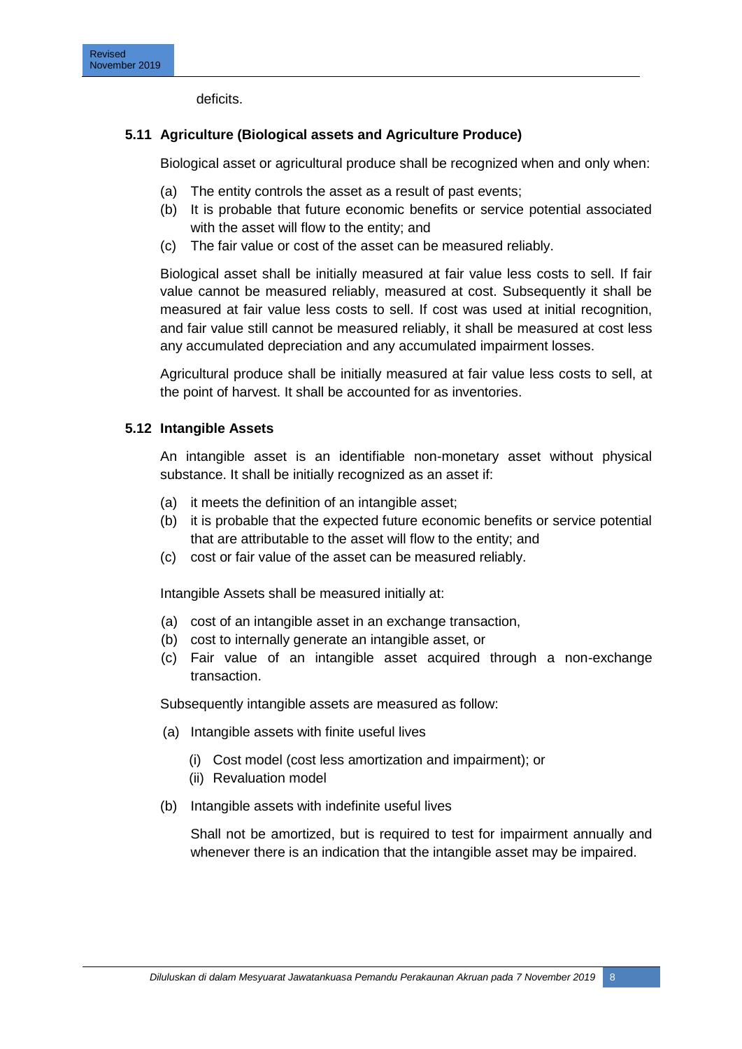deficits.

### 5.11 Agriculture (Biological assets and Agriculture Produce)

Biological asset or agricultural produce shall be recognized when and only when:

(a) The entity controls the asset as a result of past events;
(b) It is probable that future economic benefits or service potential associated with the asset will flow to the entity; and
(c) The fair value or cost of the asset can be measured reliably.

Biological asset shall be initially measured at fair value less costs to sell. If fair value cannot be measured reliably, measured at cost. Subsequently it shall be measured at fair value less costs to sell. If cost was used at initial recognition, and fair value still cannot be measured reliably, it shall be measured at cost less any accumulated depreciation and any accumulated impairment losses.

Agricultural produce shall be initially measured at fair value less costs to sell, at the point of harvest. It shall be accounted for as inventories.

### 5.12 Intangible Assets

An intangible asset is an identifiable non-monetary asset without physical substance. It shall be initially recognized as an asset if:

(a) it meets the definition of an intangible asset;
(b) it is probable that the expected future economic benefits or service potential that are attributable to the asset will flow to the entity; and
(c) cost or fair value of the asset can be measured reliably.

Intangible Assets shall be measured initially at:

(a) cost of an intangible asset in an exchange transaction,
(b) cost to internally generate an intangible asset, or
(c) Fair value of an intangible asset acquired through a non-exchange transaction.

Subsequently intangible assets are measured as follow:

(a) Intangible assets with finite useful lives

    (i) Cost model (cost less amortization and impairment); or
    (ii) Revaluation model

(b) Intangible assets with indefinite useful lives

    Shall not be amortized, but is required to test for impairment annually and whenever there is an indication that the intangible asset may be impaired.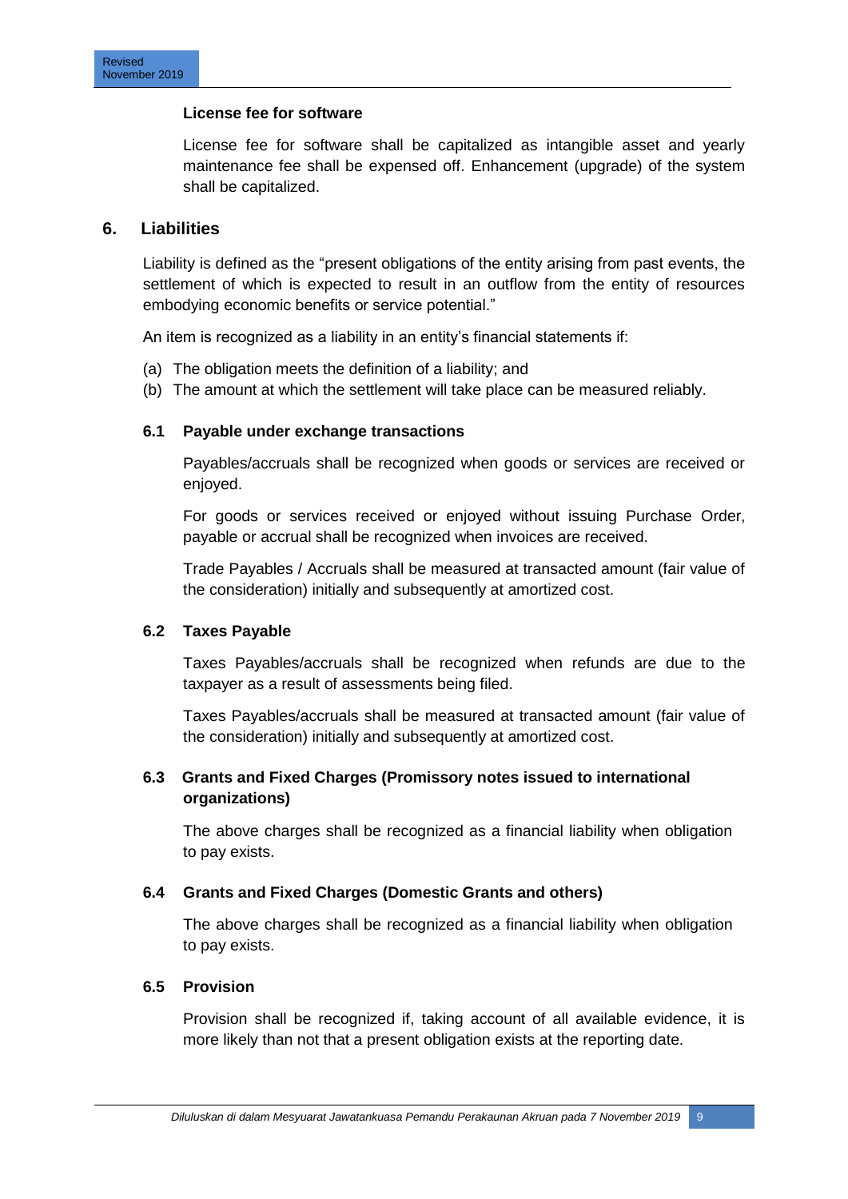**License fee for software**

License fee for software shall be capitalized as intangible asset and yearly maintenance fee shall be expensed off. Enhancement (upgrade) of the system shall be capitalized.

## 6. Liabilities

Liability is defined as the "present obligations of the entity arising from past events, the settlement of which is expected to result in an outflow from the entity of resources embodying economic benefits or service potential."

An item is recognized as a liability in an entity's financial statements if:

(a) The obligation meets the definition of a liability; and
(b) The amount at which the settlement will take place can be measured reliably.

### 6.1 Payable under exchange transactions

Payables/accruals shall be recognized when goods or services are received or enjoyed.

For goods or services received or enjoyed without issuing Purchase Order, payable or accrual shall be recognized when invoices are received.

Trade Payables / Accruals shall be measured at transacted amount (fair value of the consideration) initially and subsequently at amortized cost.

### 6.2 Taxes Payable

Taxes Payables/accruals shall be recognized when refunds are due to the taxpayer as a result of assessments being filed.

Taxes Payables/accruals shall be measured at transacted amount (fair value of the consideration) initially and subsequently at amortized cost.

### 6.3 Grants and Fixed Charges (Promissory notes issued to international organizations)

The above charges shall be recognized as a financial liability when obligation to pay exists.

### 6.4 Grants and Fixed Charges (Domestic Grants and others)

The above charges shall be recognized as a financial liability when obligation to pay exists.

### 6.5 Provision

Provision shall be recognized if, taking account of all available evidence, it is more likely than not that a present obligation exists at the reporting date.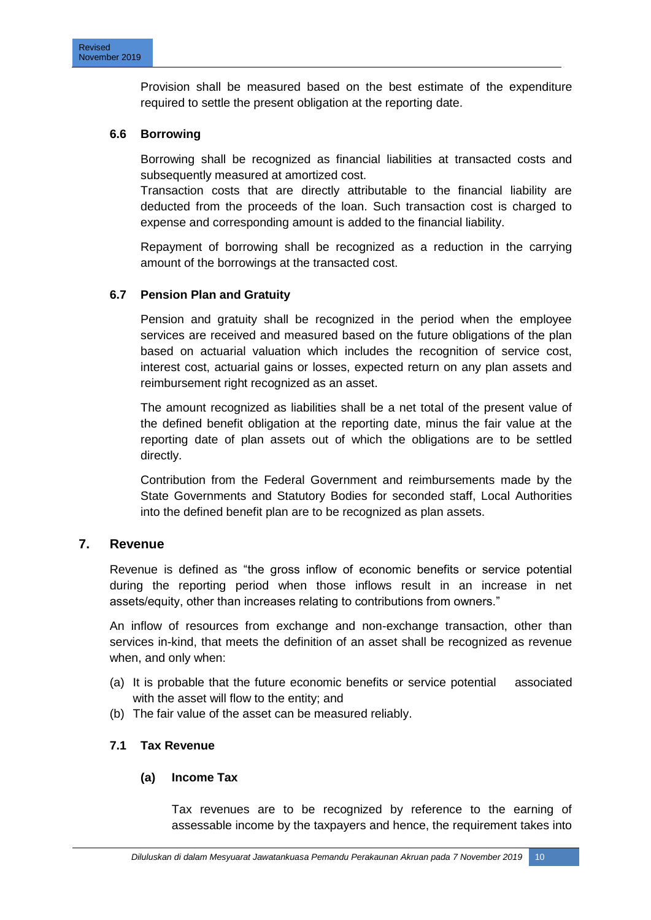Provision shall be measured based on the best estimate of the expenditure required to settle the present obligation at the reporting date.

### 6.6 Borrowing

Borrowing shall be recognized as financial liabilities at transacted costs and subsequently measured at amortized cost.
Transaction costs that are directly attributable to the financial liability are deducted from the proceeds of the loan. Such transaction cost is charged to expense and corresponding amount is added to the financial liability.

Repayment of borrowing shall be recognized as a reduction in the carrying amount of the borrowings at the transacted cost.

### 6.7 Pension Plan and Gratuity

Pension and gratuity shall be recognized in the period when the employee services are received and measured based on the future obligations of the plan based on actuarial valuation which includes the recognition of service cost, interest cost, actuarial gains or losses, expected return on any plan assets and reimbursement right recognized as an asset.

The amount recognized as liabilities shall be a net total of the present value of the defined benefit obligation at the reporting date, minus the fair value at the reporting date of plan assets out of which the obligations are to be settled directly.

Contribution from the Federal Government and reimbursements made by the State Governments and Statutory Bodies for seconded staff, Local Authorities into the defined benefit plan are to be recognized as plan assets.

## 7. Revenue

Revenue is defined as "the gross inflow of economic benefits or service potential during the reporting period when those inflows result in an increase in net assets/equity, other than increases relating to contributions from owners."

An inflow of resources from exchange and non-exchange transaction, other than services in-kind, that meets the definition of an asset shall be recognized as revenue when, and only when:

(a) It is probable that the future economic benefits or service potential associated with the asset will flow to the entity; and
(b) The fair value of the asset can be measured reliably.

### 7.1 Tax Revenue

#### (a) Income Tax

Tax revenues are to be recognized by reference to the earning of assessable income by the taxpayers and hence, the requirement takes into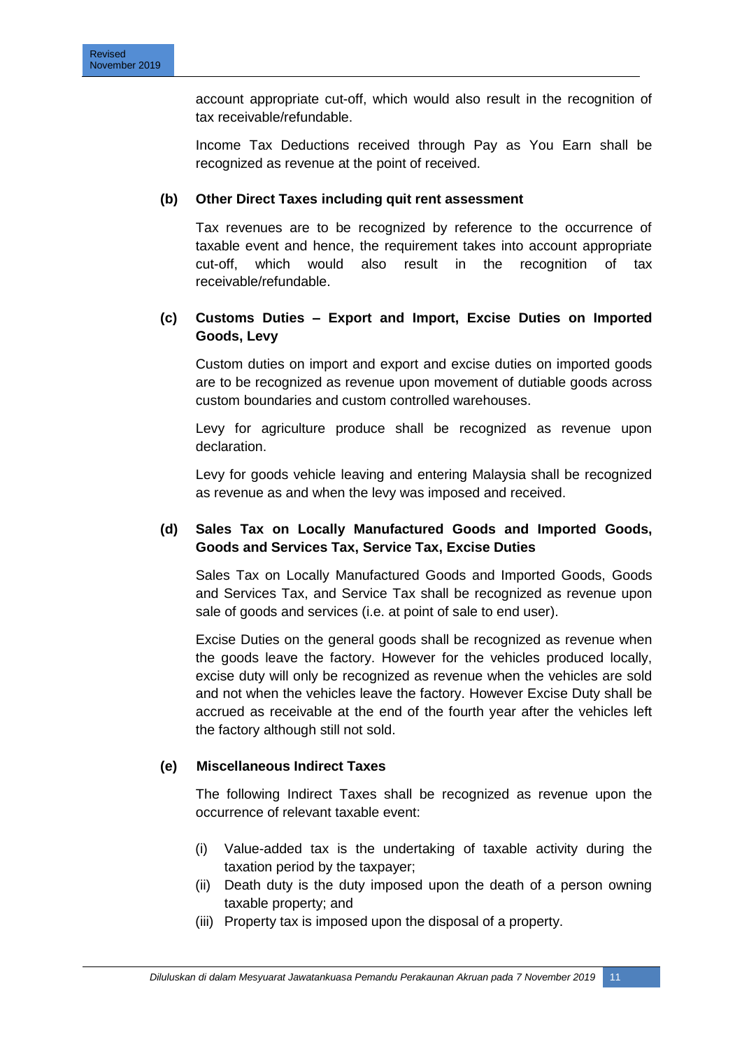account appropriate cut-off, which would also result in the recognition of tax receivable/refundable.

Income Tax Deductions received through Pay as You Earn shall be recognized as revenue at the point of received.

**(b) Other Direct Taxes including quit rent assessment**

Tax revenues are to be recognized by reference to the occurrence of taxable event and hence, the requirement takes into account appropriate cut-off, which would also result in the recognition of tax receivable/refundable.

**(c) Customs Duties – Export and Import, Excise Duties on Imported Goods, Levy**

Custom duties on import and export and excise duties on imported goods are to be recognized as revenue upon movement of dutiable goods across custom boundaries and custom controlled warehouses.

Levy for agriculture produce shall be recognized as revenue upon declaration.

Levy for goods vehicle leaving and entering Malaysia shall be recognized as revenue as and when the levy was imposed and received.

**(d) Sales Tax on Locally Manufactured Goods and Imported Goods, Goods and Services Tax, Service Tax, Excise Duties**

Sales Tax on Locally Manufactured Goods and Imported Goods, Goods and Services Tax, and Service Tax shall be recognized as revenue upon sale of goods and services (i.e. at point of sale to end user).

Excise Duties on the general goods shall be recognized as revenue when the goods leave the factory. However for the vehicles produced locally, excise duty will only be recognized as revenue when the vehicles are sold and not when the vehicles leave the factory. However Excise Duty shall be accrued as receivable at the end of the fourth year after the vehicles left the factory although still not sold.

**(e) Miscellaneous Indirect Taxes**

The following Indirect Taxes shall be recognized as revenue upon the occurrence of relevant taxable event:

(i) Value-added tax is the undertaking of taxable activity during the taxation period by the taxpayer;
(ii) Death duty is the duty imposed upon the death of a person owning taxable property; and
(iii) Property tax is imposed upon the disposal of a property.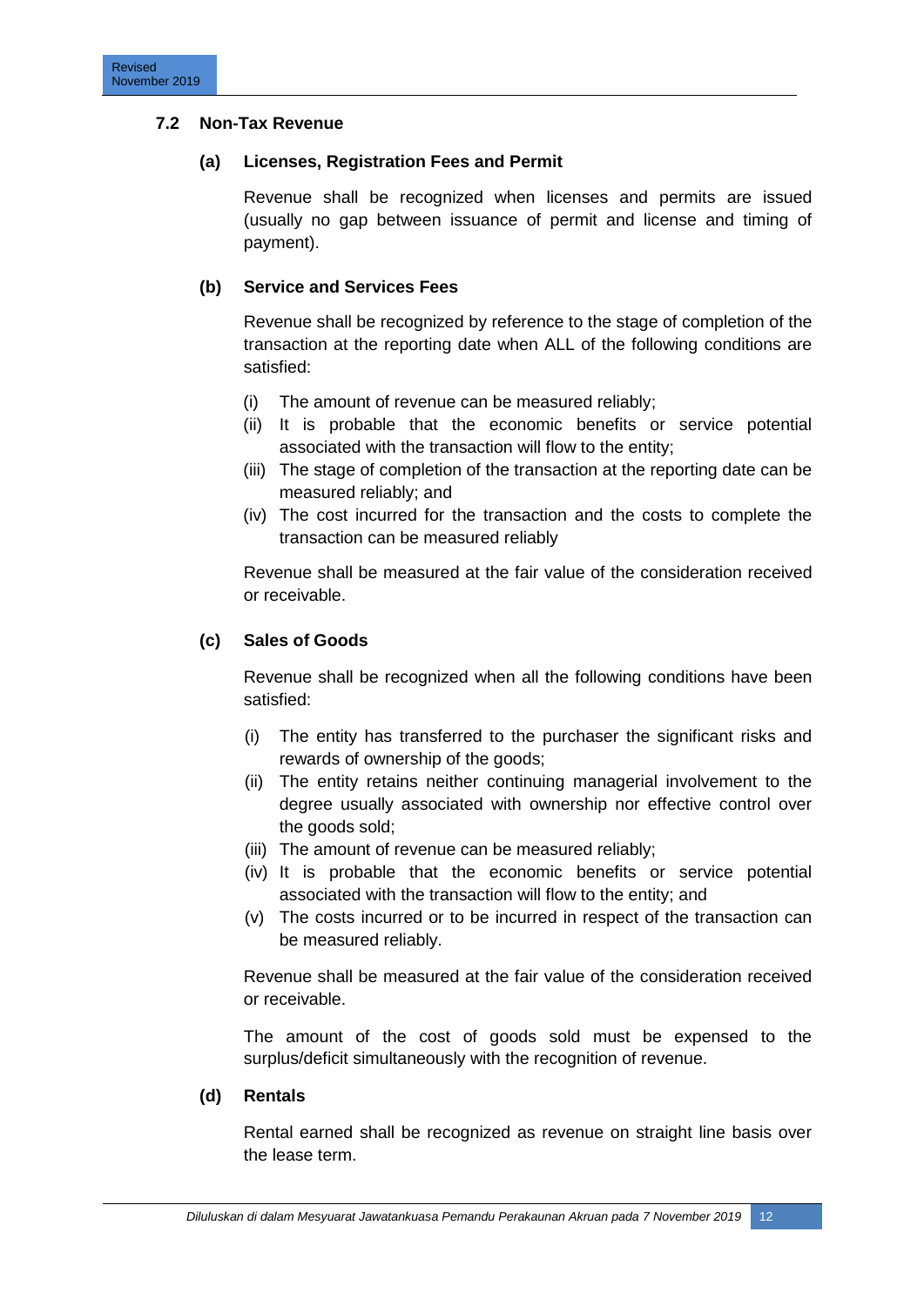### 7.2 Non-Tax Revenue

#### (a) Licenses, Registration Fees and Permit

Revenue shall be recognized when licenses and permits are issued (usually no gap between issuance of permit and license and timing of payment).

#### (b) Service and Services Fees

Revenue shall be recognized by reference to the stage of completion of the transaction at the reporting date when ALL of the following conditions are satisfied:

(i) The amount of revenue can be measured reliably;
(ii) It is probable that the economic benefits or service potential associated with the transaction will flow to the entity;
(iii) The stage of completion of the transaction at the reporting date can be measured reliably; and
(iv) The cost incurred for the transaction and the costs to complete the transaction can be measured reliably

Revenue shall be measured at the fair value of the consideration received or receivable.

#### (c) Sales of Goods

Revenue shall be recognized when all the following conditions have been satisfied:

(i) The entity has transferred to the purchaser the significant risks and rewards of ownership of the goods;
(ii) The entity retains neither continuing managerial involvement to the degree usually associated with ownership nor effective control over the goods sold;
(iii) The amount of revenue can be measured reliably;
(iv) It is probable that the economic benefits or service potential associated with the transaction will flow to the entity; and
(v) The costs incurred or to be incurred in respect of the transaction can be measured reliably.

Revenue shall be measured at the fair value of the consideration received or receivable.

The amount of the cost of goods sold must be expensed to the surplus/deficit simultaneously with the recognition of revenue.

#### (d) Rentals

Rental earned shall be recognized as revenue on straight line basis over the lease term.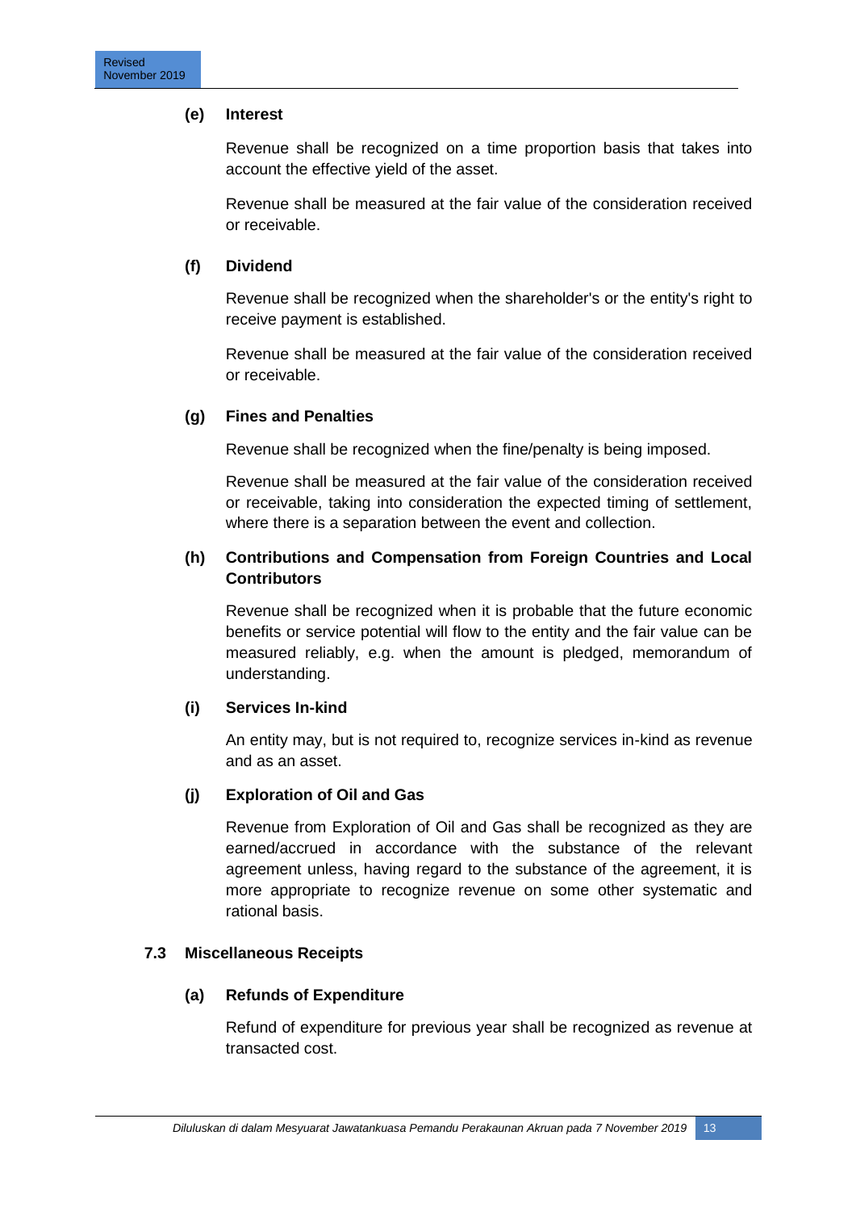**(e) Interest**

Revenue shall be recognized on a time proportion basis that takes into account the effective yield of the asset.

Revenue shall be measured at the fair value of the consideration received or receivable.

**(f) Dividend**

Revenue shall be recognized when the shareholder's or the entity's right to receive payment is established.

Revenue shall be measured at the fair value of the consideration received or receivable.

**(g) Fines and Penalties**

Revenue shall be recognized when the fine/penalty is being imposed.

Revenue shall be measured at the fair value of the consideration received or receivable, taking into consideration the expected timing of settlement, where there is a separation between the event and collection.

**(h) Contributions and Compensation from Foreign Countries and Local Contributors**

Revenue shall be recognized when it is probable that the future economic benefits or service potential will flow to the entity and the fair value can be measured reliably, e.g. when the amount is pledged, memorandum of understanding.

**(i) Services In-kind**

An entity may, but is not required to, recognize services in-kind as revenue and as an asset.

**(j) Exploration of Oil and Gas**

Revenue from Exploration of Oil and Gas shall be recognized as they are earned/accrued in accordance with the substance of the relevant agreement unless, having regard to the substance of the agreement, it is more appropriate to recognize revenue on some other systematic and rational basis.

## 7.3 Miscellaneous Receipts

**(a) Refunds of Expenditure**

Refund of expenditure for previous year shall be recognized as revenue at transacted cost.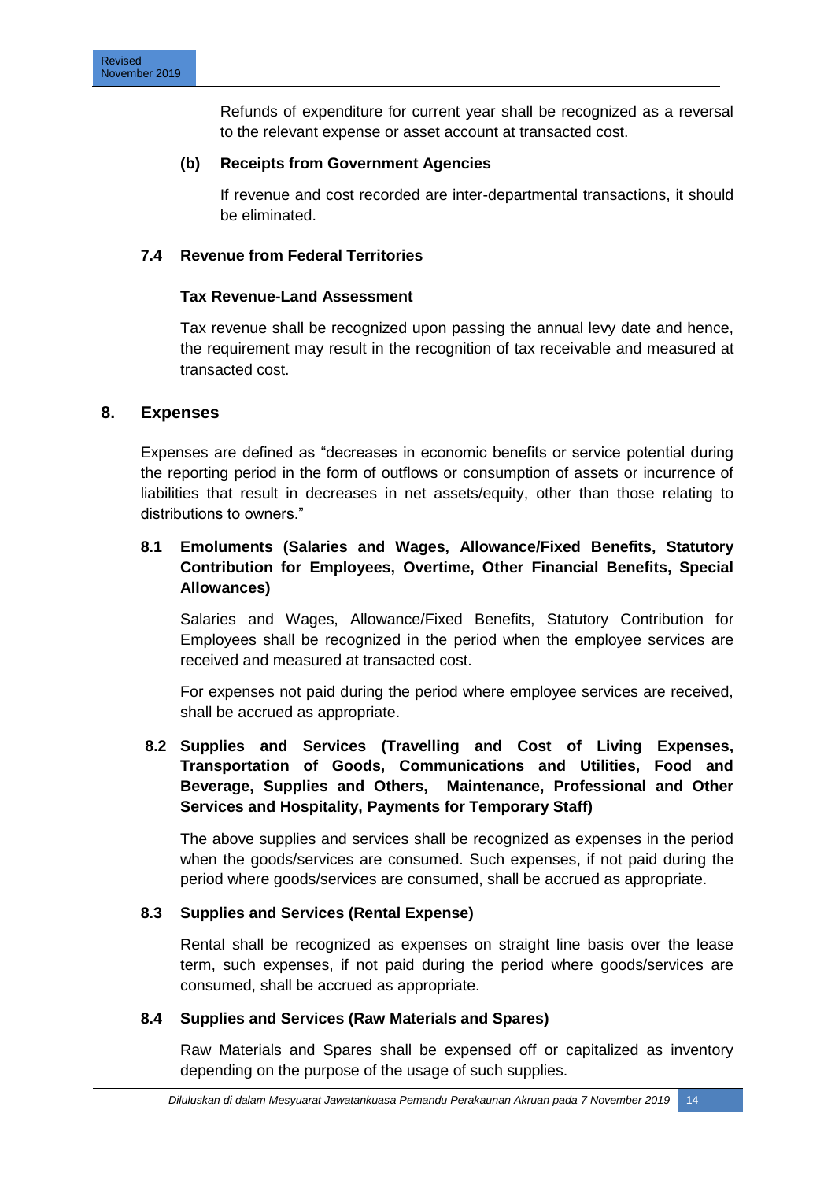Refunds of expenditure for current year shall be recognized as a reversal to the relevant expense or asset account at transacted cost.

**(b) Receipts from Government Agencies**

If revenue and cost recorded are inter-departmental transactions, it should be eliminated.

### 7.4 Revenue from Federal Territories

**Tax Revenue-Land Assessment**

Tax revenue shall be recognized upon passing the annual levy date and hence, the requirement may result in the recognition of tax receivable and measured at transacted cost.

## 8. Expenses

Expenses are defined as "decreases in economic benefits or service potential during the reporting period in the form of outflows or consumption of assets or incurrence of liabilities that result in decreases in net assets/equity, other than those relating to distributions to owners."

### 8.1 Emoluments (Salaries and Wages, Allowance/Fixed Benefits, Statutory Contribution for Employees, Overtime, Other Financial Benefits, Special Allowances)

Salaries and Wages, Allowance/Fixed Benefits, Statutory Contribution for Employees shall be recognized in the period when the employee services are received and measured at transacted cost.

For expenses not paid during the period where employee services are received, shall be accrued as appropriate.

### 8.2 Supplies and Services (Travelling and Cost of Living Expenses, Transportation of Goods, Communications and Utilities, Food and Beverage, Supplies and Others, Maintenance, Professional and Other Services and Hospitality, Payments for Temporary Staff)

The above supplies and services shall be recognized as expenses in the period when the goods/services are consumed. Such expenses, if not paid during the period where goods/services are consumed, shall be accrued as appropriate.

### 8.3 Supplies and Services (Rental Expense)

Rental shall be recognized as expenses on straight line basis over the lease term, such expenses, if not paid during the period where goods/services are consumed, shall be accrued as appropriate.

### 8.4 Supplies and Services (Raw Materials and Spares)

Raw Materials and Spares shall be expensed off or capitalized as inventory depending on the purpose of the usage of such supplies.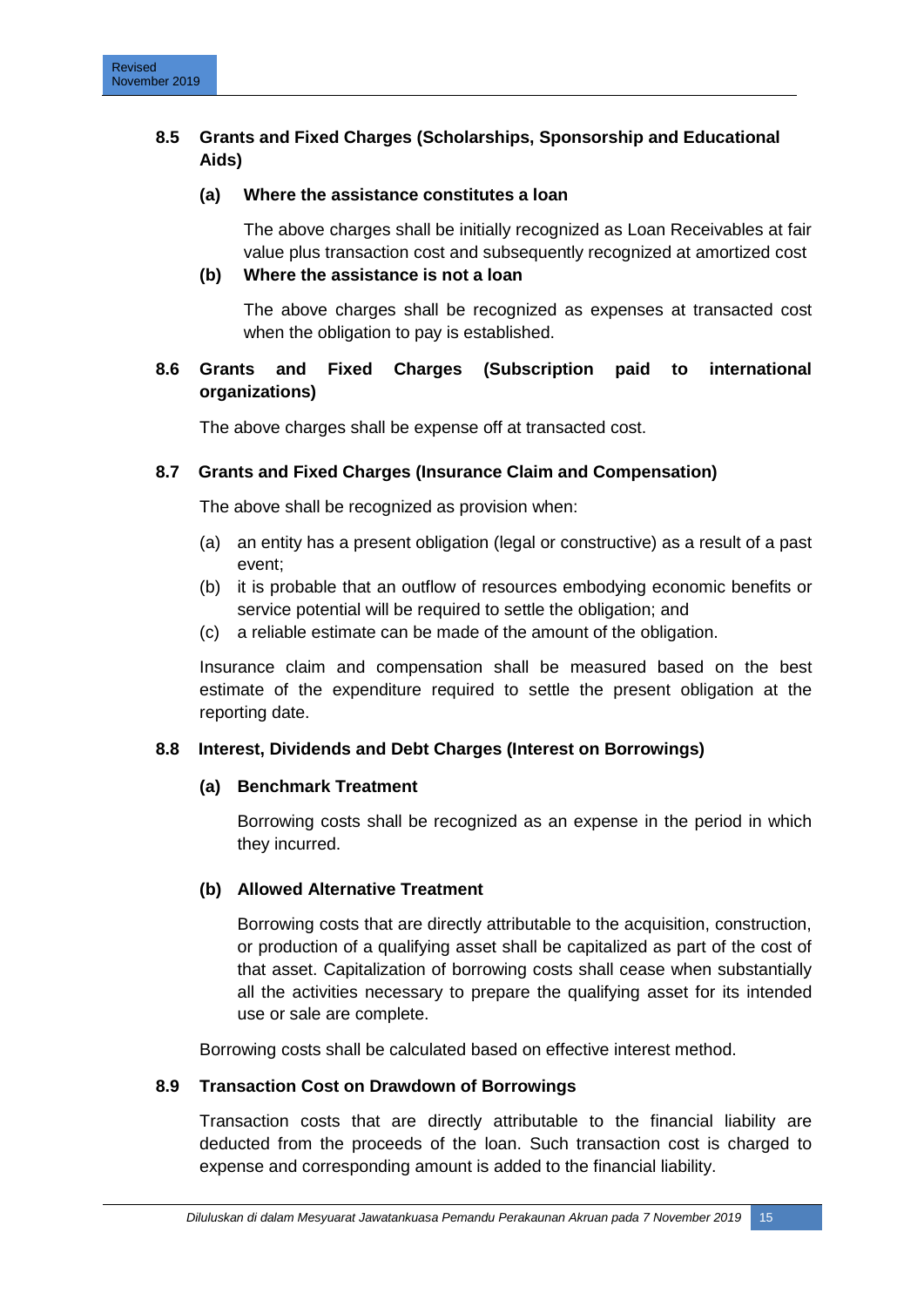### 8.5 Grants and Fixed Charges (Scholarships, Sponsorship and Educational Aids)

**(a) Where the assistance constitutes a loan**

The above charges shall be initially recognized as Loan Receivables at fair value plus transaction cost and subsequently recognized at amortized cost

**(b) Where the assistance is not a loan**

The above charges shall be recognized as expenses at transacted cost when the obligation to pay is established.

### 8.6 Grants and Fixed Charges (Subscription paid to international organizations)

The above charges shall be expense off at transacted cost.

### 8.7 Grants and Fixed Charges (Insurance Claim and Compensation)

The above shall be recognized as provision when:

(a) an entity has a present obligation (legal or constructive) as a result of a past event;
(b) it is probable that an outflow of resources embodying economic benefits or service potential will be required to settle the obligation; and
(c) a reliable estimate can be made of the amount of the obligation.

Insurance claim and compensation shall be measured based on the best estimate of the expenditure required to settle the present obligation at the reporting date.

### 8.8 Interest, Dividends and Debt Charges (Interest on Borrowings)

**(a) Benchmark Treatment**

Borrowing costs shall be recognized as an expense in the period in which they incurred.

**(b) Allowed Alternative Treatment**

Borrowing costs that are directly attributable to the acquisition, construction, or production of a qualifying asset shall be capitalized as part of the cost of that asset. Capitalization of borrowing costs shall cease when substantially all the activities necessary to prepare the qualifying asset for its intended use or sale are complete.

Borrowing costs shall be calculated based on effective interest method.

### 8.9 Transaction Cost on Drawdown of Borrowings

Transaction costs that are directly attributable to the financial liability are deducted from the proceeds of the loan. Such transaction cost is charged to expense and corresponding amount is added to the financial liability.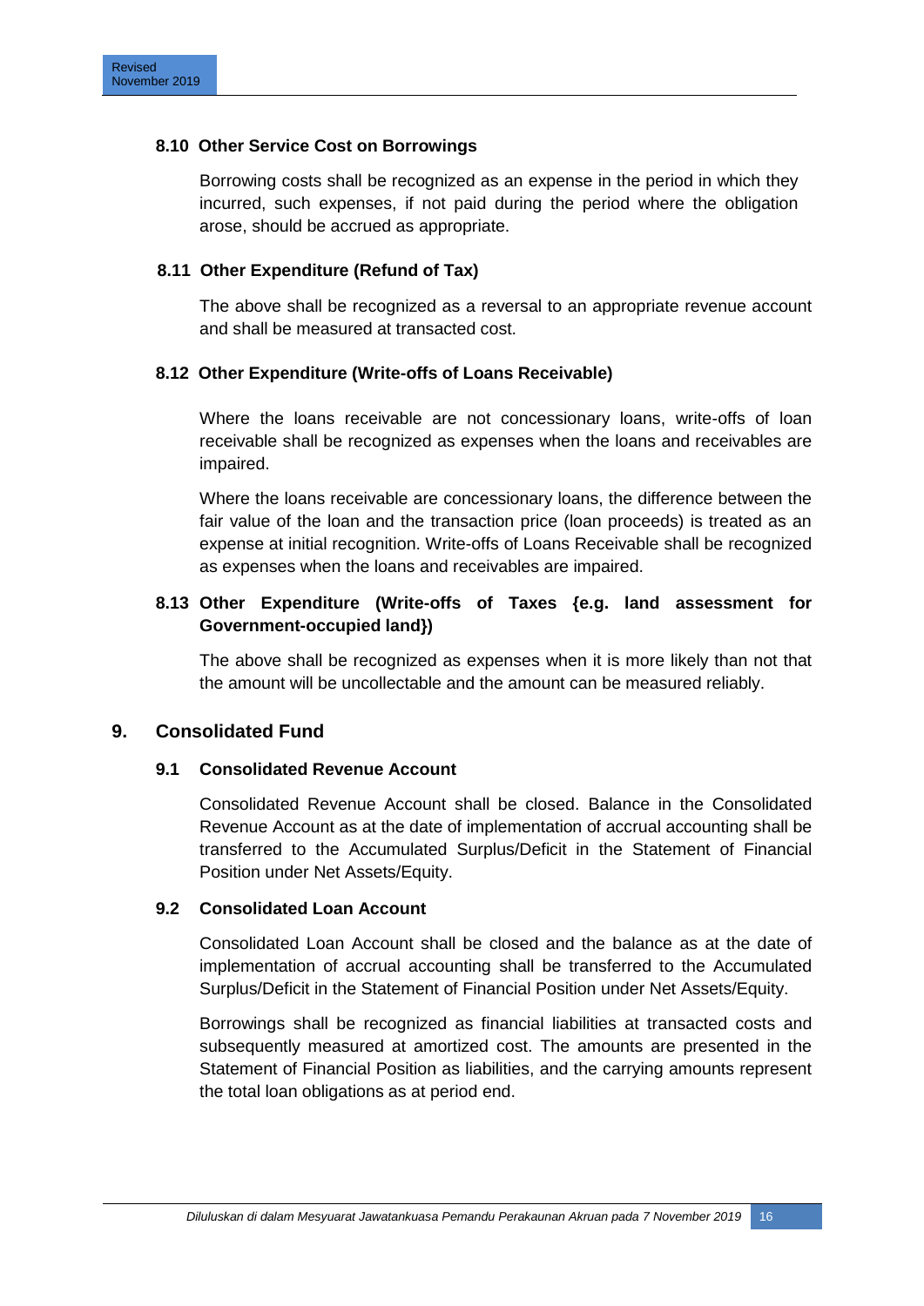### 8.10 Other Service Cost on Borrowings

Borrowing costs shall be recognized as an expense in the period in which they incurred, such expenses, if not paid during the period where the obligation arose, should be accrued as appropriate.

### 8.11 Other Expenditure (Refund of Tax)

The above shall be recognized as a reversal to an appropriate revenue account and shall be measured at transacted cost.

### 8.12 Other Expenditure (Write-offs of Loans Receivable)

Where the loans receivable are not concessionary loans, write-offs of loan receivable shall be recognized as expenses when the loans and receivables are impaired.

Where the loans receivable are concessionary loans, the difference between the fair value of the loan and the transaction price (loan proceeds) is treated as an expense at initial recognition. Write-offs of Loans Receivable shall be recognized as expenses when the loans and receivables are impaired.

### 8.13 Other Expenditure (Write-offs of Taxes {e.g. land assessment for Government-occupied land})

The above shall be recognized as expenses when it is more likely than not that the amount will be uncollectable and the amount can be measured reliably.

## 9. Consolidated Fund

### 9.1 Consolidated Revenue Account

Consolidated Revenue Account shall be closed. Balance in the Consolidated Revenue Account as at the date of implementation of accrual accounting shall be transferred to the Accumulated Surplus/Deficit in the Statement of Financial Position under Net Assets/Equity.

### 9.2 Consolidated Loan Account

Consolidated Loan Account shall be closed and the balance as at the date of implementation of accrual accounting shall be transferred to the Accumulated Surplus/Deficit in the Statement of Financial Position under Net Assets/Equity.

Borrowings shall be recognized as financial liabilities at transacted costs and subsequently measured at amortized cost. The amounts are presented in the Statement of Financial Position as liabilities, and the carrying amounts represent the total loan obligations as at period end.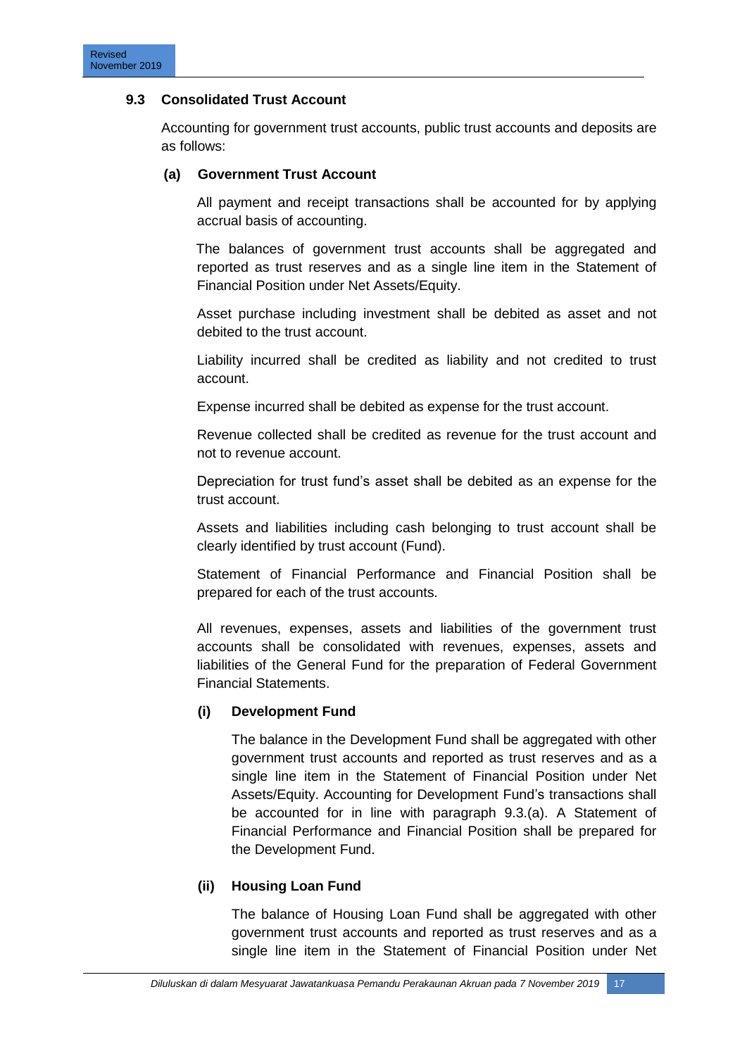### 9.3 Consolidated Trust Account

Accounting for government trust accounts, public trust accounts and deposits are as follows:

#### (a) Government Trust Account

All payment and receipt transactions shall be accounted for by applying accrual basis of accounting.

The balances of government trust accounts shall be aggregated and reported as trust reserves and as a single line item in the Statement of Financial Position under Net Assets/Equity.

Asset purchase including investment shall be debited as asset and not debited to the trust account.

Liability incurred shall be credited as liability and not credited to trust account.

Expense incurred shall be debited as expense for the trust account.

Revenue collected shall be credited as revenue for the trust account and not to revenue account.

Depreciation for trust fund's asset shall be debited as an expense for the trust account.

Assets and liabilities including cash belonging to trust account shall be clearly identified by trust account (Fund).

Statement of Financial Performance and Financial Position shall be prepared for each of the trust accounts.

All revenues, expenses, assets and liabilities of the government trust accounts shall be consolidated with revenues, expenses, assets and liabilities of the General Fund for the preparation of Federal Government Financial Statements.

##### (i) Development Fund

The balance in the Development Fund shall be aggregated with other government trust accounts and reported as trust reserves and as a single line item in the Statement of Financial Position under Net Assets/Equity. Accounting for Development Fund's transactions shall be accounted for in line with paragraph 9.3.(a). A Statement of Financial Performance and Financial Position shall be prepared for the Development Fund.

##### (ii) Housing Loan Fund

The balance of Housing Loan Fund shall be aggregated with other government trust accounts and reported as trust reserves and as a single line item in the Statement of Financial Position under Net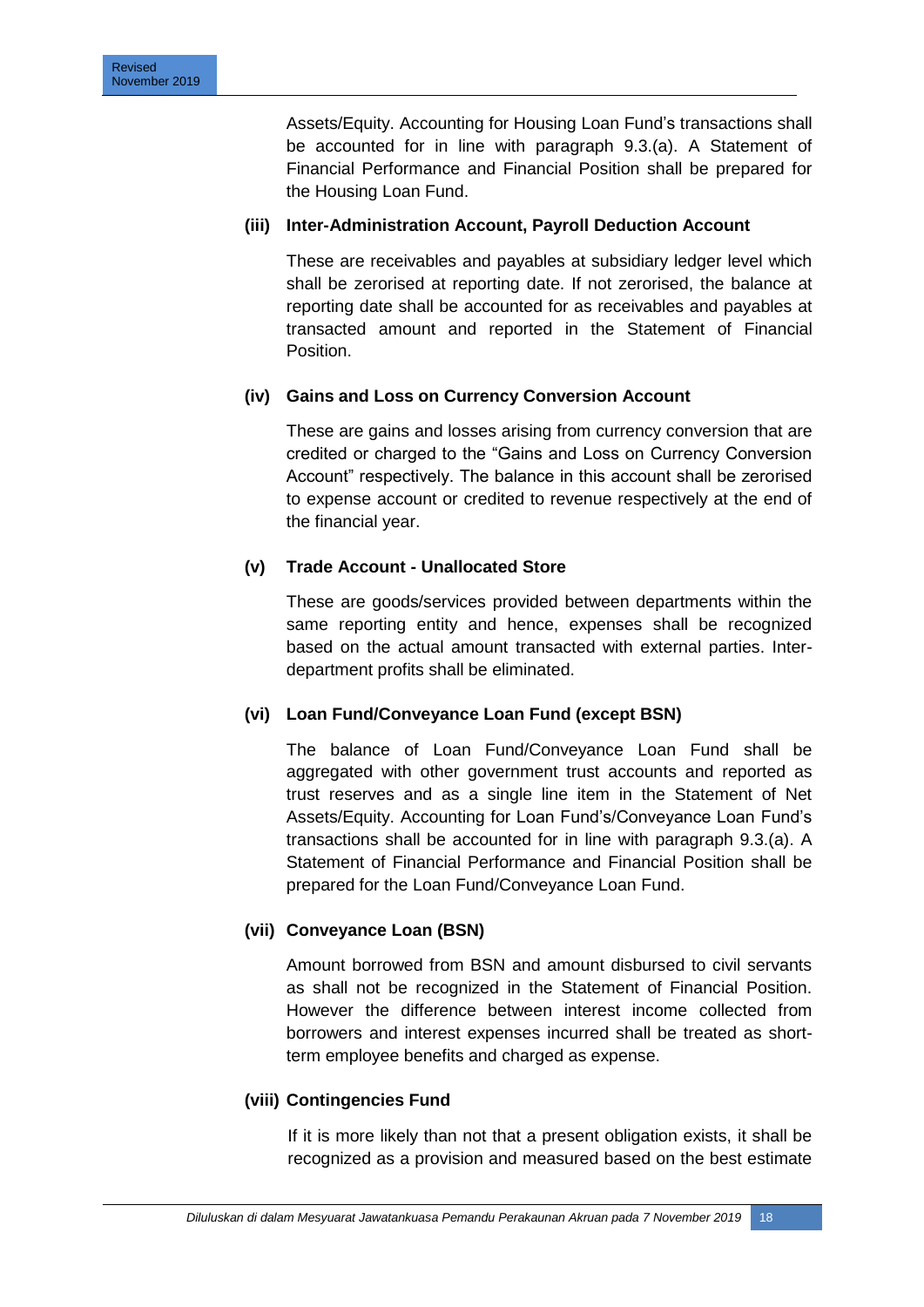Assets/Equity. Accounting for Housing Loan Fund's transactions shall be accounted for in line with paragraph 9.3.(a). A Statement of Financial Performance and Financial Position shall be prepared for the Housing Loan Fund.

**(iii) Inter-Administration Account, Payroll Deduction Account**

These are receivables and payables at subsidiary ledger level which shall be zerorised at reporting date. If not zerorised, the balance at reporting date shall be accounted for as receivables and payables at transacted amount and reported in the Statement of Financial Position.

**(iv) Gains and Loss on Currency Conversion Account**

These are gains and losses arising from currency conversion that are credited or charged to the "Gains and Loss on Currency Conversion Account" respectively. The balance in this account shall be zerorised to expense account or credited to revenue respectively at the end of the financial year.

**(v) Trade Account - Unallocated Store**

These are goods/services provided between departments within the same reporting entity and hence, expenses shall be recognized based on the actual amount transacted with external parties. Inter-department profits shall be eliminated.

**(vi) Loan Fund/Conveyance Loan Fund (except BSN)**

The balance of Loan Fund/Conveyance Loan Fund shall be aggregated with other government trust accounts and reported as trust reserves and as a single line item in the Statement of Net Assets/Equity. Accounting for Loan Fund's/Conveyance Loan Fund's transactions shall be accounted for in line with paragraph 9.3.(a). A Statement of Financial Performance and Financial Position shall be prepared for the Loan Fund/Conveyance Loan Fund.

**(vii) Conveyance Loan (BSN)**

Amount borrowed from BSN and amount disbursed to civil servants as shall not be recognized in the Statement of Financial Position. However the difference between interest income collected from borrowers and interest expenses incurred shall be treated as short-term employee benefits and charged as expense.

**(viii) Contingencies Fund**

If it is more likely than not that a present obligation exists, it shall be recognized as a provision and measured based on the best estimate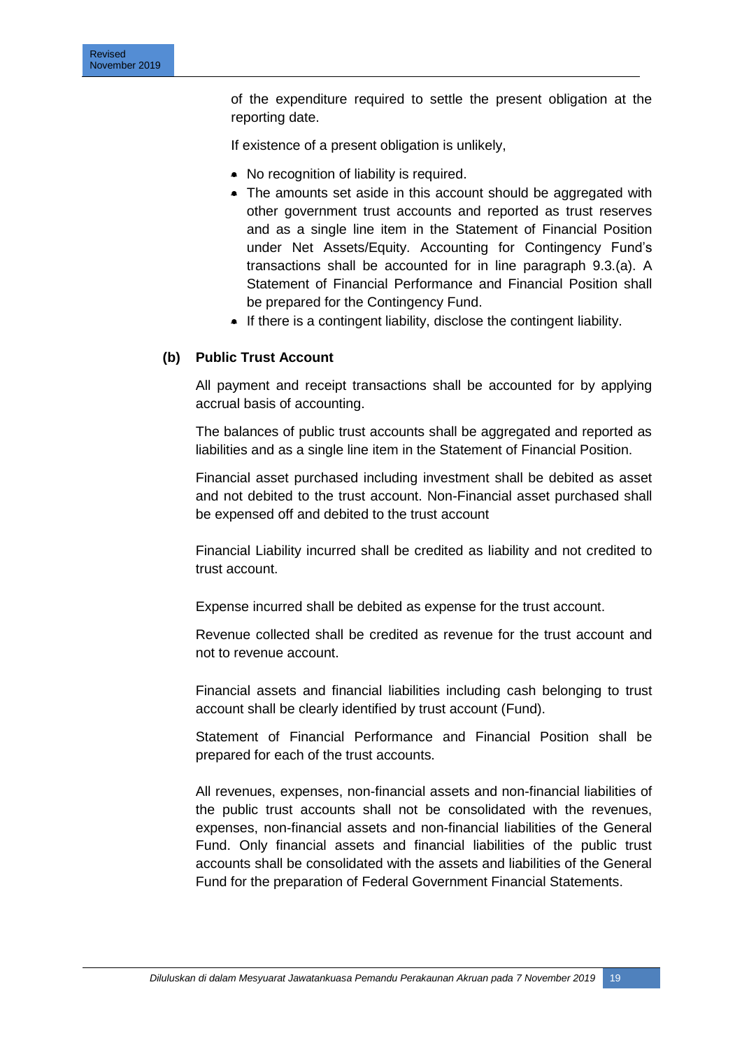of the expenditure required to settle the present obligation at the reporting date.

If existence of a present obligation is unlikely,

- No recognition of liability is required.
- The amounts set aside in this account should be aggregated with other government trust accounts and reported as trust reserves and as a single line item in the Statement of Financial Position under Net Assets/Equity. Accounting for Contingency Fund's transactions shall be accounted for in line paragraph 9.3.(a). A Statement of Financial Performance and Financial Position shall be prepared for the Contingency Fund.
- If there is a contingent liability, disclose the contingent liability.

**(b) Public Trust Account**

All payment and receipt transactions shall be accounted for by applying accrual basis of accounting.

The balances of public trust accounts shall be aggregated and reported as liabilities and as a single line item in the Statement of Financial Position.

Financial asset purchased including investment shall be debited as asset and not debited to the trust account. Non-Financial asset purchased shall be expensed off and debited to the trust account

Financial Liability incurred shall be credited as liability and not credited to trust account.

Expense incurred shall be debited as expense for the trust account.

Revenue collected shall be credited as revenue for the trust account and not to revenue account.

Financial assets and financial liabilities including cash belonging to trust account shall be clearly identified by trust account (Fund).

Statement of Financial Performance and Financial Position shall be prepared for each of the trust accounts.

All revenues, expenses, non-financial assets and non-financial liabilities of the public trust accounts shall not be consolidated with the revenues, expenses, non-financial assets and non-financial liabilities of the General Fund. Only financial assets and financial liabilities of the public trust accounts shall be consolidated with the assets and liabilities of the General Fund for the preparation of Federal Government Financial Statements.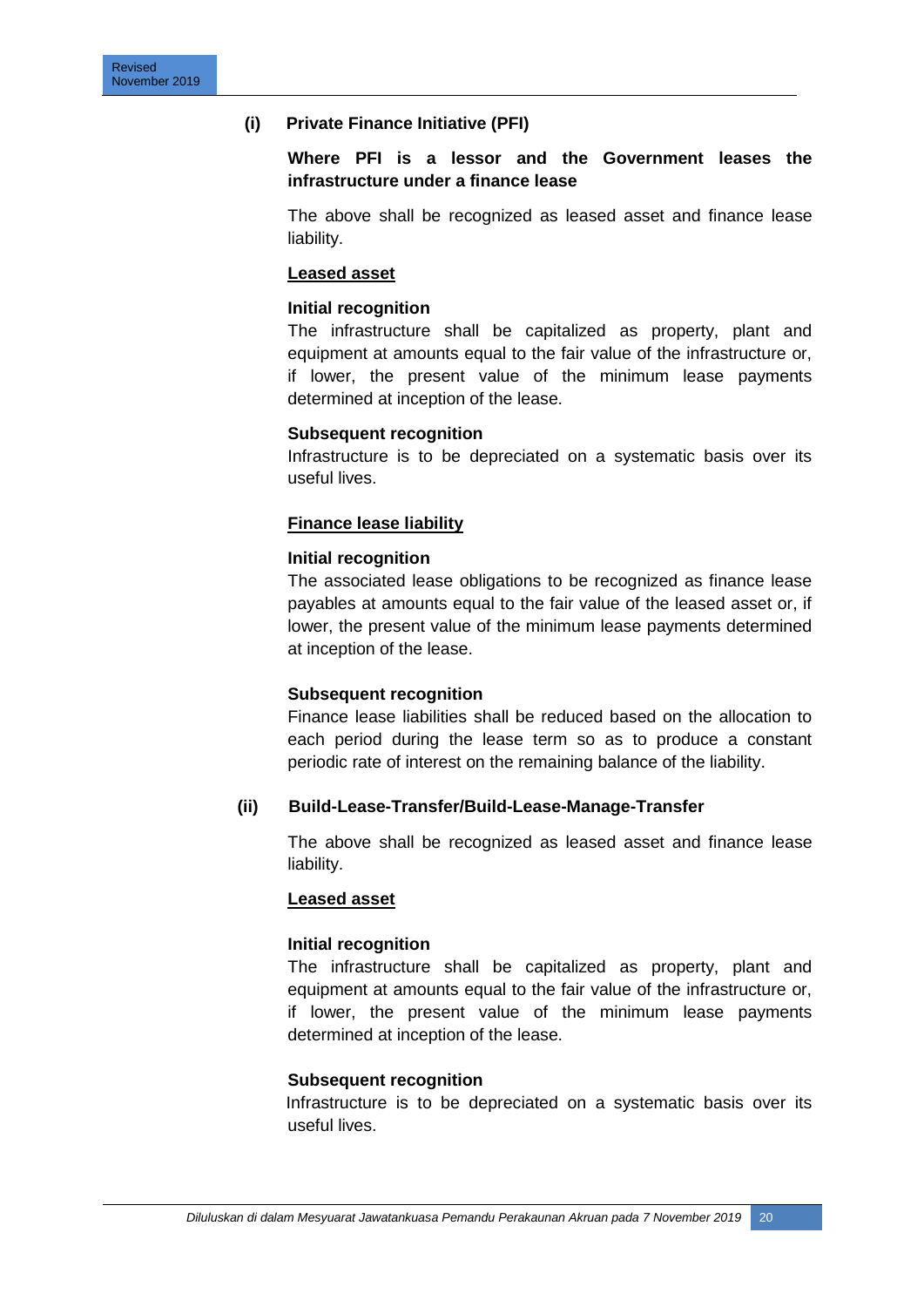**(i) Private Finance Initiative (PFI)**

**Where PFI is a lessor and the Government leases the infrastructure under a finance lease**

The above shall be recognized as leased asset and finance lease liability.

**<u>Leased asset</u>**

**Initial recognition**

The infrastructure shall be capitalized as property, plant and equipment at amounts equal to the fair value of the infrastructure or, if lower, the present value of the minimum lease payments determined at inception of the lease.

**Subsequent recognition**

Infrastructure is to be depreciated on a systematic basis over its useful lives.

**<u>Finance lease liability</u>**

**Initial recognition**

The associated lease obligations to be recognized as finance lease payables at amounts equal to the fair value of the leased asset or, if lower, the present value of the minimum lease payments determined at inception of the lease.

**Subsequent recognition**

Finance lease liabilities shall be reduced based on the allocation to each period during the lease term so as to produce a constant periodic rate of interest on the remaining balance of the liability.

**(ii) Build-Lease-Transfer/Build-Lease-Manage-Transfer**

The above shall be recognized as leased asset and finance lease liability.

**<u>Leased asset</u>**

**Initial recognition**

The infrastructure shall be capitalized as property, plant and equipment at amounts equal to the fair value of the infrastructure or, if lower, the present value of the minimum lease payments determined at inception of the lease.

**Subsequent recognition**

Infrastructure is to be depreciated on a systematic basis over its useful lives.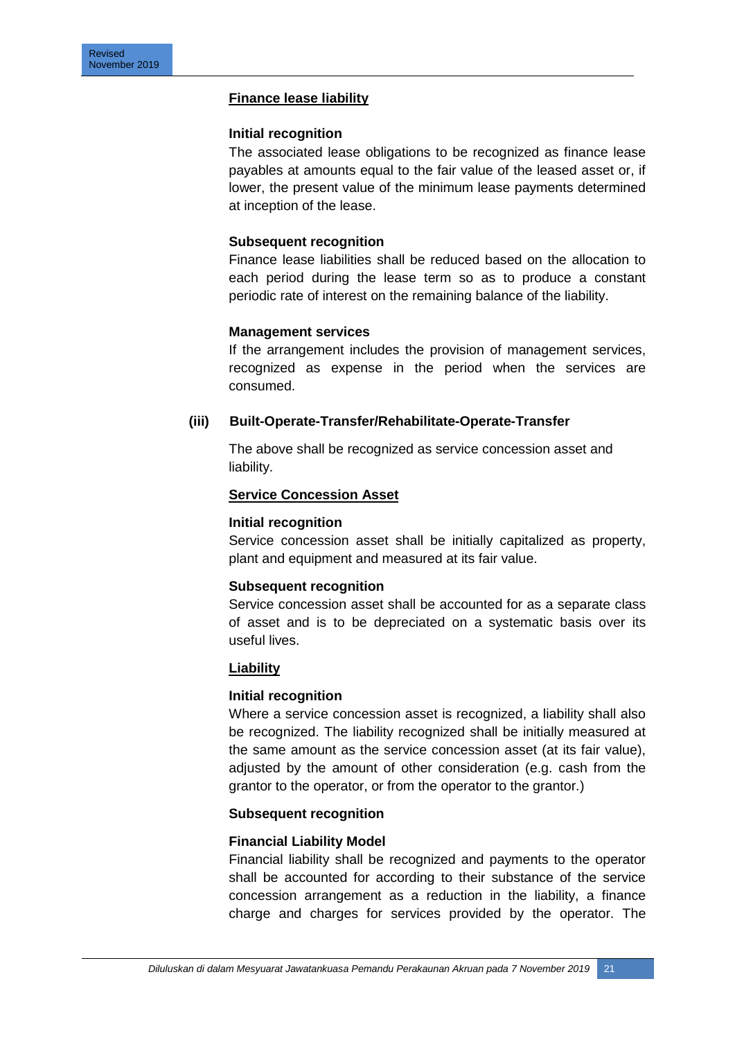**Finance lease liability**

**Initial recognition**

The associated lease obligations to be recognized as finance lease payables at amounts equal to the fair value of the leased asset or, if lower, the present value of the minimum lease payments determined at inception of the lease.

**Subsequent recognition**

Finance lease liabilities shall be reduced based on the allocation to each period during the lease term so as to produce a constant periodic rate of interest on the remaining balance of the liability.

**Management services**

If the arrangement includes the provision of management services, recognized as expense in the period when the services are consumed.

**(iii) Built-Operate-Transfer/Rehabilitate-Operate-Transfer**

The above shall be recognized as service concession asset and liability.

**Service Concession Asset**

**Initial recognition**

Service concession asset shall be initially capitalized as property, plant and equipment and measured at its fair value.

**Subsequent recognition**

Service concession asset shall be accounted for as a separate class of asset and is to be depreciated on a systematic basis over its useful lives.

**Liability**

**Initial recognition**

Where a service concession asset is recognized, a liability shall also be recognized. The liability recognized shall be initially measured at the same amount as the service concession asset (at its fair value), adjusted by the amount of other consideration (e.g. cash from the grantor to the operator, or from the operator to the grantor.)

**Subsequent recognition**

**Financial Liability Model**

Financial liability shall be recognized and payments to the operator shall be accounted for according to their substance of the service concession arrangement as a reduction in the liability, a finance charge and charges for services provided by the operator. The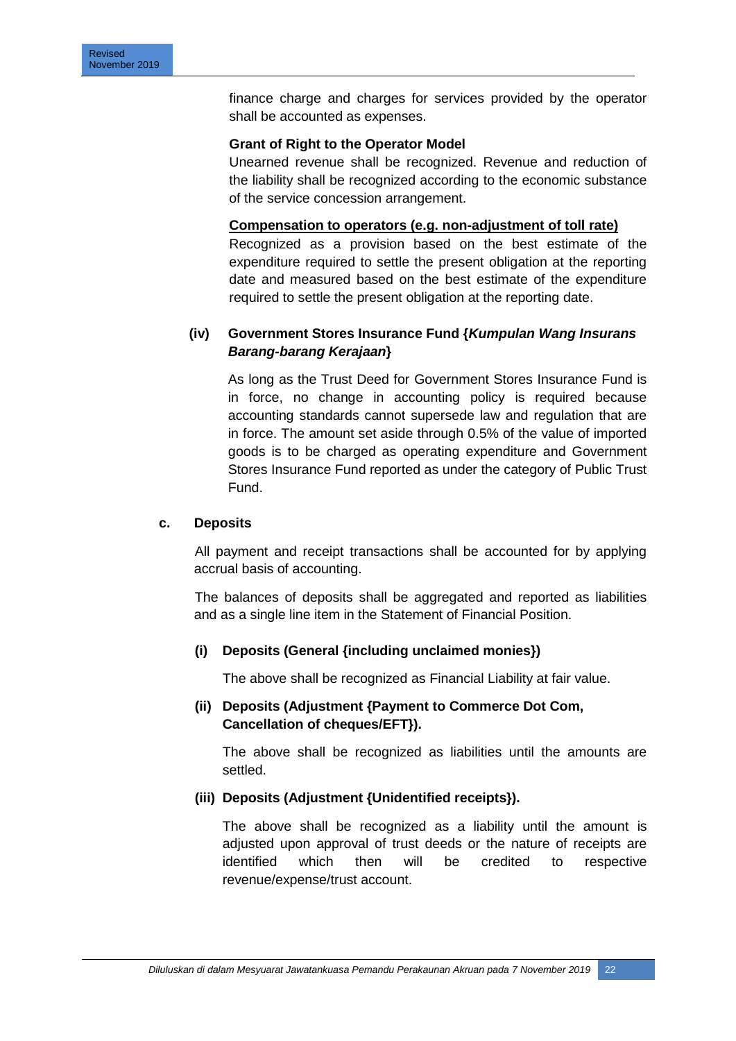finance charge and charges for services provided by the operator shall be accounted as expenses.

**Grant of Right to the Operator Model**

Unearned revenue shall be recognized. Revenue and reduction of the liability shall be recognized according to the economic substance of the service concession arrangement.

**Compensation to operators (e.g. non-adjustment of toll rate)**

Recognized as a provision based on the best estimate of the expenditure required to settle the present obligation at the reporting date and measured based on the best estimate of the expenditure required to settle the present obligation at the reporting date.

**(iv) Government Stores Insurance Fund {*Kumpulan Wang Insurans Barang-barang Kerajaan*}**

As long as the Trust Deed for Government Stores Insurance Fund is in force, no change in accounting policy is required because accounting standards cannot supersede law and regulation that are in force. The amount set aside through 0.5% of the value of imported goods is to be charged as operating expenditure and Government Stores Insurance Fund reported as under the category of Public Trust Fund.

**c. Deposits**

All payment and receipt transactions shall be accounted for by applying accrual basis of accounting.

The balances of deposits shall be aggregated and reported as liabilities and as a single line item in the Statement of Financial Position.

**(i) Deposits (General {including unclaimed monies})**

The above shall be recognized as Financial Liability at fair value.

**(ii) Deposits (Adjustment {Payment to Commerce Dot Com, Cancellation of cheques/EFT}).**

The above shall be recognized as liabilities until the amounts are settled.

**(iii) Deposits (Adjustment {Unidentified receipts}).**

The above shall be recognized as a liability until the amount is adjusted upon approval of trust deeds or the nature of receipts are identified which then will be credited to respective revenue/expense/trust account.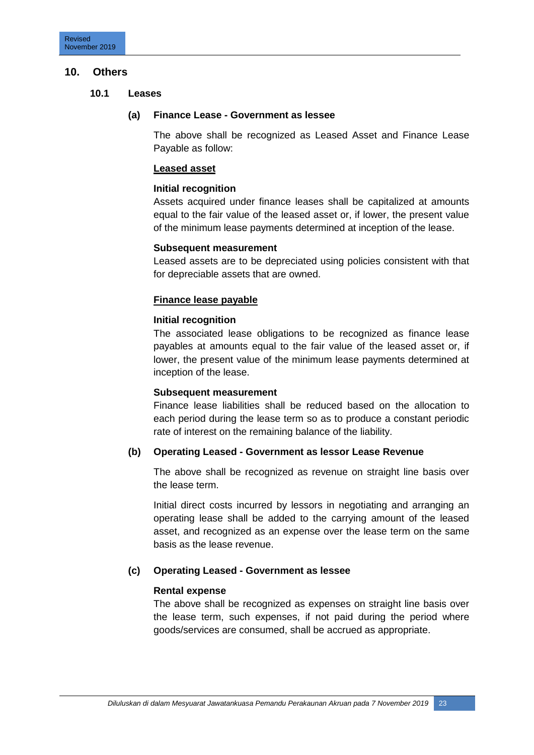## 10. Others

### 10.1 Leases

#### (a) Finance Lease - Government as lessee

The above shall be recognized as Leased Asset and Finance Lease Payable as follow:

**Leased asset**

**Initial recognition**

Assets acquired under finance leases shall be capitalized at amounts equal to the fair value of the leased asset or, if lower, the present value of the minimum lease payments determined at inception of the lease.

**Subsequent measurement**

Leased assets are to be depreciated using policies consistent with that for depreciable assets that are owned.

**Finance lease payable**

**Initial recognition**

The associated lease obligations to be recognized as finance lease payables at amounts equal to the fair value of the leased asset or, if lower, the present value of the minimum lease payments determined at inception of the lease.

**Subsequent measurement**

Finance lease liabilities shall be reduced based on the allocation to each period during the lease term so as to produce a constant periodic rate of interest on the remaining balance of the liability.

#### (b) Operating Leased - Government as lessor Lease Revenue

The above shall be recognized as revenue on straight line basis over the lease term.

Initial direct costs incurred by lessors in negotiating and arranging an operating lease shall be added to the carrying amount of the leased asset, and recognized as an expense over the lease term on the same basis as the lease revenue.

#### (c) Operating Leased - Government as lessee

**Rental expense**

The above shall be recognized as expenses on straight line basis over the lease term, such expenses, if not paid during the period where goods/services are consumed, shall be accrued as appropriate.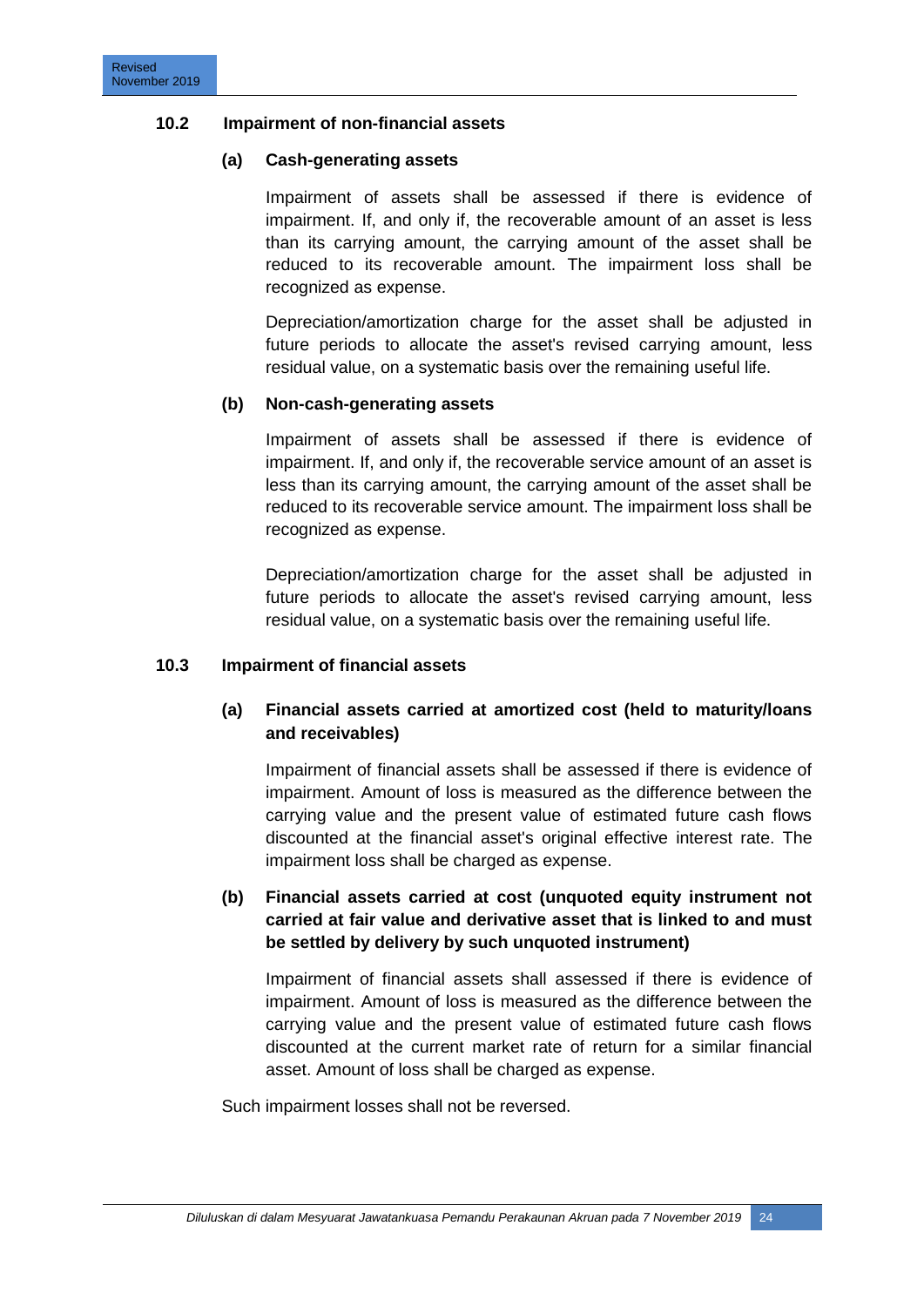## 10.2 Impairment of non-financial assets

### (a) Cash-generating assets

Impairment of assets shall be assessed if there is evidence of impairment. If, and only if, the recoverable amount of an asset is less than its carrying amount, the carrying amount of the asset shall be reduced to its recoverable amount. The impairment loss shall be recognized as expense.

Depreciation/amortization charge for the asset shall be adjusted in future periods to allocate the asset's revised carrying amount, less residual value, on a systematic basis over the remaining useful life.

### (b) Non-cash-generating assets

Impairment of assets shall be assessed if there is evidence of impairment. If, and only if, the recoverable service amount of an asset is less than its carrying amount, the carrying amount of the asset shall be reduced to its recoverable service amount. The impairment loss shall be recognized as expense.

Depreciation/amortization charge for the asset shall be adjusted in future periods to allocate the asset's revised carrying amount, less residual value, on a systematic basis over the remaining useful life.

## 10.3 Impairment of financial assets

### (a) Financial assets carried at amortized cost (held to maturity/loans and receivables)

Impairment of financial assets shall be assessed if there is evidence of impairment. Amount of loss is measured as the difference between the carrying value and the present value of estimated future cash flows discounted at the financial asset's original effective interest rate. The impairment loss shall be charged as expense.

### (b) Financial assets carried at cost (unquoted equity instrument not carried at fair value and derivative asset that is linked to and must be settled by delivery by such unquoted instrument)

Impairment of financial assets shall assessed if there is evidence of impairment. Amount of loss is measured as the difference between the carrying value and the present value of estimated future cash flows discounted at the current market rate of return for a similar financial asset. Amount of loss shall be charged as expense.

Such impairment losses shall not be reversed.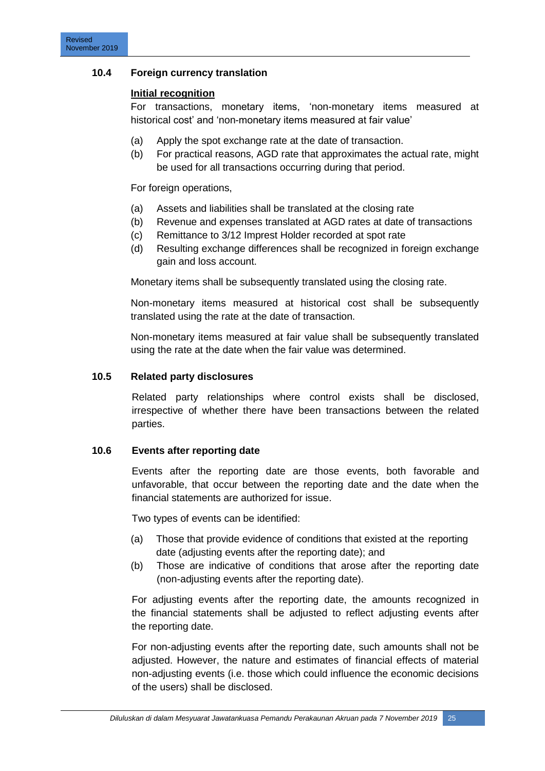## 10.4 Foreign currency translation

**Initial recognition**

For transactions, monetary items, 'non-monetary items measured at historical cost' and 'non-monetary items measured at fair value'

(a) Apply the spot exchange rate at the date of transaction.
(b) For practical reasons, AGD rate that approximates the actual rate, might be used for all transactions occurring during that period.

For foreign operations,

(a) Assets and liabilities shall be translated at the closing rate
(b) Revenue and expenses translated at AGD rates at date of transactions
(c) Remittance to 3/12 Imprest Holder recorded at spot rate
(d) Resulting exchange differences shall be recognized in foreign exchange gain and loss account.

Monetary items shall be subsequently translated using the closing rate.

Non-monetary items measured at historical cost shall be subsequently translated using the rate at the date of transaction.

Non-monetary items measured at fair value shall be subsequently translated using the rate at the date when the fair value was determined.

## 10.5 Related party disclosures

Related party relationships where control exists shall be disclosed, irrespective of whether there have been transactions between the related parties.

## 10.6 Events after reporting date

Events after the reporting date are those events, both favorable and unfavorable, that occur between the reporting date and the date when the financial statements are authorized for issue.

Two types of events can be identified:

(a) Those that provide evidence of conditions that existed at the reporting date (adjusting events after the reporting date); and
(b) Those are indicative of conditions that arose after the reporting date (non-adjusting events after the reporting date).

For adjusting events after the reporting date, the amounts recognized in the financial statements shall be adjusted to reflect adjusting events after the reporting date.

For non-adjusting events after the reporting date, such amounts shall not be adjusted. However, the nature and estimates of financial effects of material non-adjusting events (i.e. those which could influence the economic decisions of the users) shall be disclosed.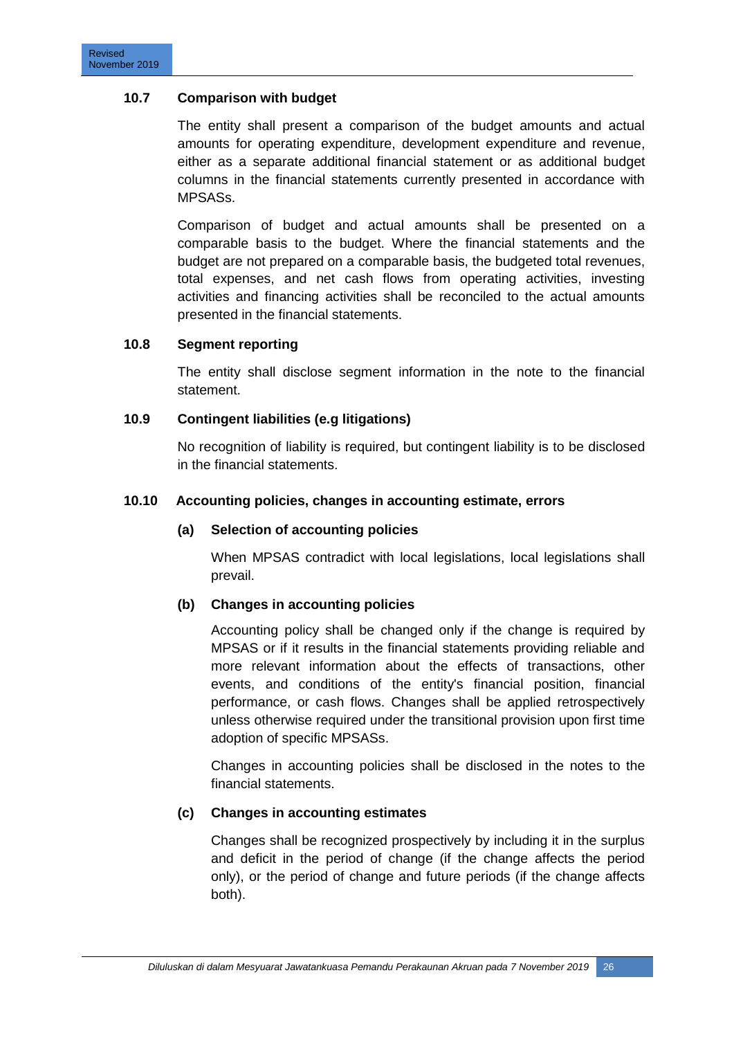### 10.7 Comparison with budget

The entity shall present a comparison of the budget amounts and actual amounts for operating expenditure, development expenditure and revenue, either as a separate additional financial statement or as additional budget columns in the financial statements currently presented in accordance with MPSASs.

Comparison of budget and actual amounts shall be presented on a comparable basis to the budget. Where the financial statements and the budget are not prepared on a comparable basis, the budgeted total revenues, total expenses, and net cash flows from operating activities, investing activities and financing activities shall be reconciled to the actual amounts presented in the financial statements.

### 10.8 Segment reporting

The entity shall disclose segment information in the note to the financial statement.

### 10.9 Contingent liabilities (e.g litigations)

No recognition of liability is required, but contingent liability is to be disclosed in the financial statements.

### 10.10 Accounting policies, changes in accounting estimate, errors

#### (a) Selection of accounting policies

When MPSAS contradict with local legislations, local legislations shall prevail.

#### (b) Changes in accounting policies

Accounting policy shall be changed only if the change is required by MPSAS or if it results in the financial statements providing reliable and more relevant information about the effects of transactions, other events, and conditions of the entity's financial position, financial performance, or cash flows. Changes shall be applied retrospectively unless otherwise required under the transitional provision upon first time adoption of specific MPSASs.

Changes in accounting policies shall be disclosed in the notes to the financial statements.

#### (c) Changes in accounting estimates

Changes shall be recognized prospectively by including it in the surplus and deficit in the period of change (if the change affects the period only), or the period of change and future periods (if the change affects both).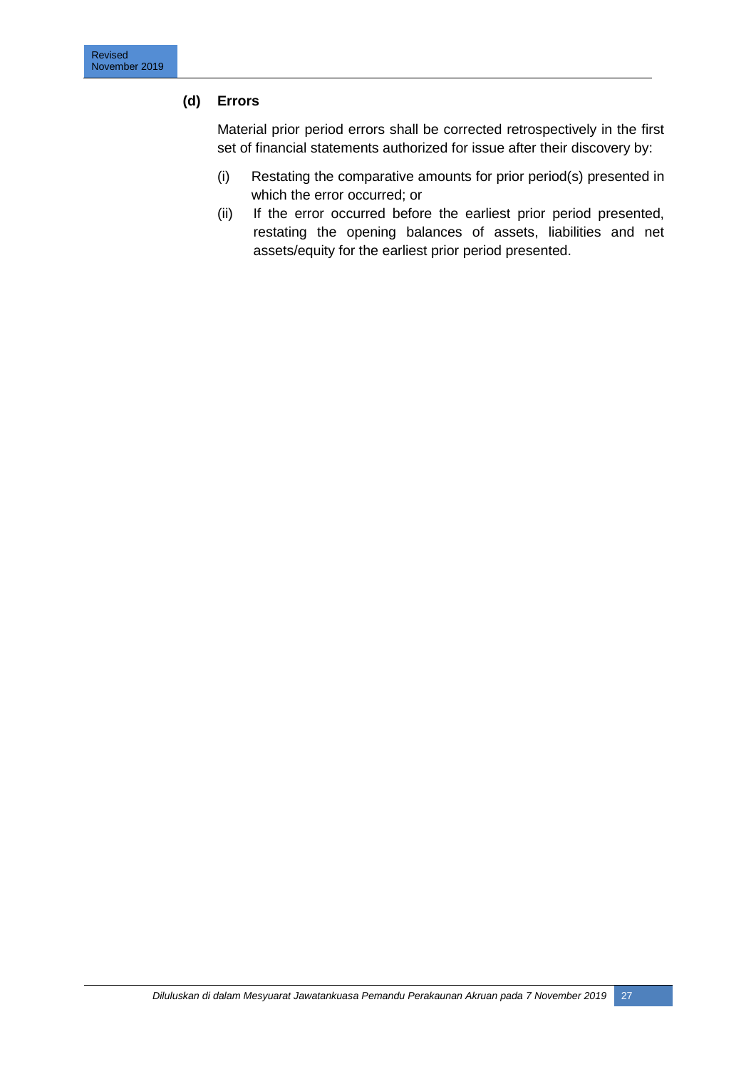**(d) Errors**

Material prior period errors shall be corrected retrospectively in the first set of financial statements authorized for issue after their discovery by:

(i) Restating the comparative amounts for prior period(s) presented in which the error occurred; or

(ii) If the error occurred before the earliest prior period presented, restating the opening balances of assets, liabilities and net assets/equity for the earliest prior period presented.